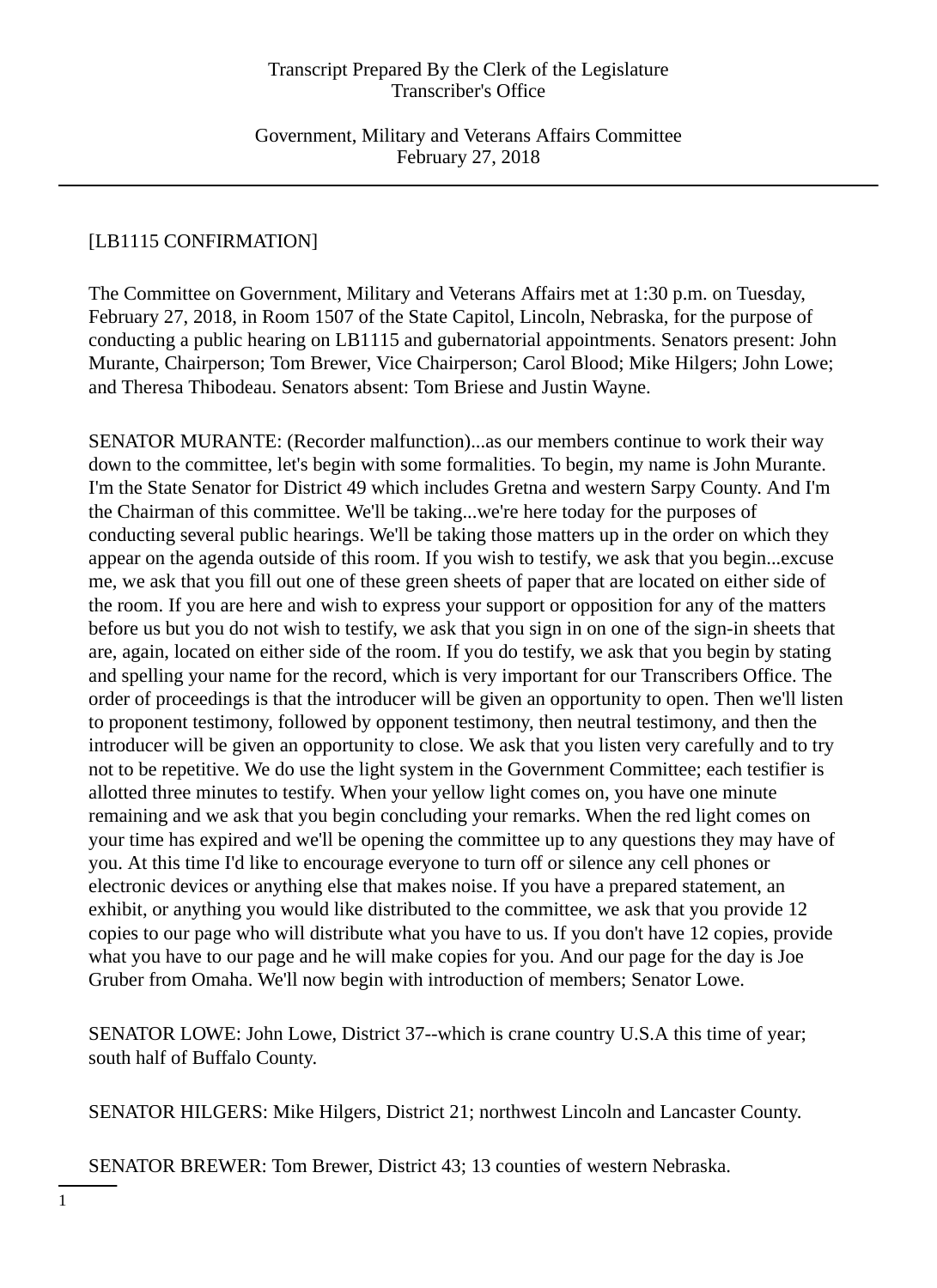[LB1115 CONFIRMATION]

The Committee on Government, Military and Veterans Affairs met at 1:30 p.m. on Tuesday, February 27, 2018, in Room 1507 of the State Capitol, Lincoln, Nebraska, for the purpose of conducting a public hearing on LB1115 and gubernatorial appointments. Senators present: John Murante, Chairperson; Tom Brewer, Vice Chairperson; Carol Blood; Mike Hilgers; John Lowe; and Theresa Thibodeau. Senators absent: Tom Briese and Justin Wayne.

SENATOR MURANTE: (Recorder malfunction)...as our members continue to work their way down to the committee, let's begin with some formalities. To begin, my name is John Murante. I'm the State Senator for District 49 which includes Gretna and western Sarpy County. And I'm the Chairman of this committee. We'll be taking...we're here today for the purposes of conducting several public hearings. We'll be taking those matters up in the order on which they appear on the agenda outside of this room. If you wish to testify, we ask that you begin...excuse me, we ask that you fill out one of these green sheets of paper that are located on either side of the room. If you are here and wish to express your support or opposition for any of the matters before us but you do not wish to testify, we ask that you sign in on one of the sign-in sheets that are, again, located on either side of the room. If you do testify, we ask that you begin by stating and spelling your name for the record, which is very important for our Transcribers Office. The order of proceedings is that the introducer will be given an opportunity to open. Then we'll listen to proponent testimony, followed by opponent testimony, then neutral testimony, and then the introducer will be given an opportunity to close. We ask that you listen very carefully and to try not to be repetitive. We do use the light system in the Government Committee; each testifier is allotted three minutes to testify. When your yellow light comes on, you have one minute remaining and we ask that you begin concluding your remarks. When the red light comes on your time has expired and we'll be opening the committee up to any questions they may have of you. At this time I'd like to encourage everyone to turn off or silence any cell phones or electronic devices or anything else that makes noise. If you have a prepared statement, an exhibit, or anything you would like distributed to the committee, we ask that you provide 12 copies to our page who will distribute what you have to us. If you don't have 12 copies, provide what you have to our page and he will make copies for you. And our page for the day is Joe Gruber from Omaha. We'll now begin with introduction of members; Senator Lowe.

SENATOR LOWE: John Lowe, District 37--which is crane country U.S.A this time of year; south half of Buffalo County.

SENATOR HILGERS: Mike Hilgers, District 21; northwest Lincoln and Lancaster County.

SENATOR BREWER: Tom Brewer, District 43; 13 counties of western Nebraska.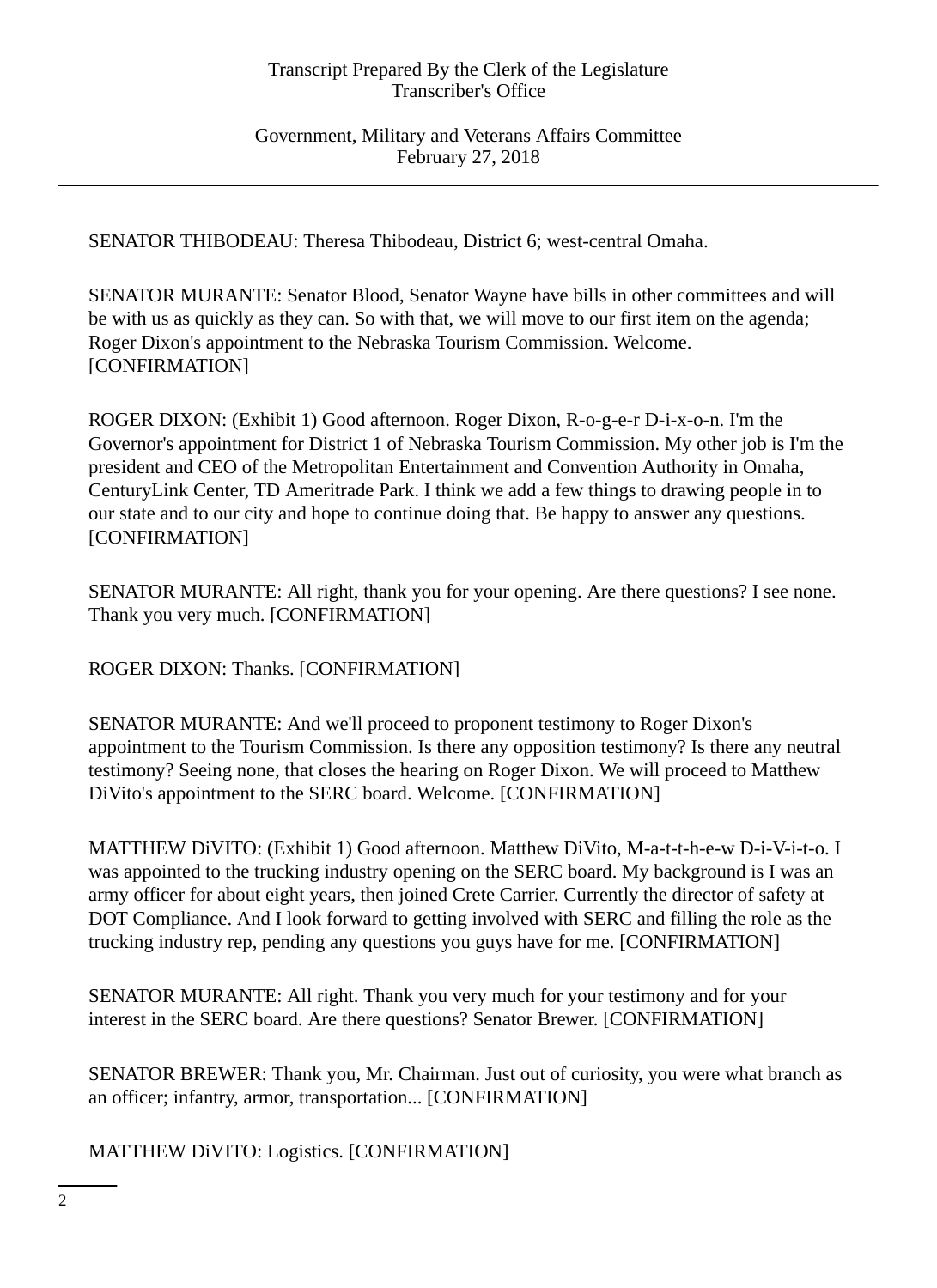SENATOR THIBODEAU: Theresa Thibodeau, District 6; west-central Omaha.

SENATOR MURANTE: Senator Blood, Senator Wayne have bills in other committees and will be with us as quickly as they can. So with that, we will move to our first item on the agenda; Roger Dixon's appointment to the Nebraska Tourism Commission. Welcome. [CONFIRMATION]

ROGER DIXON: (Exhibit 1) Good afternoon. Roger Dixon, R-o-g-e-r D-i-x-o-n. I'm the Governor's appointment for District 1 of Nebraska Tourism Commission. My other job is I'm the president and CEO of the Metropolitan Entertainment and Convention Authority in Omaha, CenturyLink Center, TD Ameritrade Park. I think we add a few things to drawing people in to our state and to our city and hope to continue doing that. Be happy to answer any questions. [CONFIRMATION]

SENATOR MURANTE: All right, thank you for your opening. Are there questions? I see none. Thank you very much. [CONFIRMATION]

ROGER DIXON: Thanks. [CONFIRMATION]

SENATOR MURANTE: And we'll proceed to proponent testimony to Roger Dixon's appointment to the Tourism Commission. Is there any opposition testimony? Is there any neutral testimony? Seeing none, that closes the hearing on Roger Dixon. We will proceed to Matthew DiVito's appointment to the SERC board. Welcome. [CONFIRMATION]

MATTHEW DiVITO: (Exhibit 1) Good afternoon. Matthew DiVito, M-a-t-t-h-e-w D-i-V-i-t-o. I was appointed to the trucking industry opening on the SERC board. My background is I was an army officer for about eight years, then joined Crete Carrier. Currently the director of safety at DOT Compliance. And I look forward to getting involved with SERC and filling the role as the trucking industry rep, pending any questions you guys have for me. [CONFIRMATION]

SENATOR MURANTE: All right. Thank you very much for your testimony and for your interest in the SERC board. Are there questions? Senator Brewer. [CONFIRMATION]

SENATOR BREWER: Thank you, Mr. Chairman. Just out of curiosity, you were what branch as an officer; infantry, armor, transportation... [CONFIRMATION]

MATTHEW DiVITO: Logistics. [CONFIRMATION]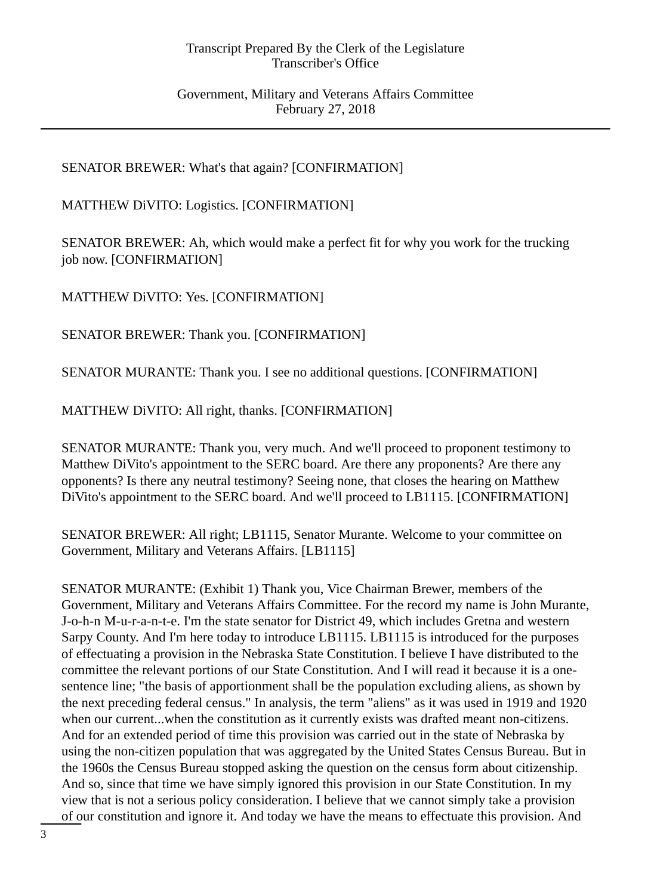SENATOR BREWER: What's that again? [CONFIRMATION]

MATTHEW DiVITO: Logistics. [CONFIRMATION]

SENATOR BREWER: Ah, which would make a perfect fit for why you work for the trucking job now. [CONFIRMATION]

MATTHEW DiVITO: Yes. [CONFIRMATION]

SENATOR BREWER: Thank you. [CONFIRMATION]

SENATOR MURANTE: Thank you. I see no additional questions. [CONFIRMATION]

MATTHEW DiVITO: All right, thanks. [CONFIRMATION]

SENATOR MURANTE: Thank you, very much. And we'll proceed to proponent testimony to Matthew DiVito's appointment to the SERC board. Are there any proponents? Are there any opponents? Is there any neutral testimony? Seeing none, that closes the hearing on Matthew DiVito's appointment to the SERC board. And we'll proceed to LB1115. [CONFIRMATION]

SENATOR BREWER: All right; LB1115, Senator Murante. Welcome to your committee on Government, Military and Veterans Affairs. [LB1115]

SENATOR MURANTE: (Exhibit 1) Thank you, Vice Chairman Brewer, members of the Government, Military and Veterans Affairs Committee. For the record my name is John Murante, J-o-h-n M-u-r-a-n-t-e. I'm the state senator for District 49, which includes Gretna and western Sarpy County. And I'm here today to introduce LB1115. LB1115 is introduced for the purposes of effectuating a provision in the Nebraska State Constitution. I believe I have distributed to the committee the relevant portions of our State Constitution. And I will read it because it is a one-sentence line; "the basis of apportionment shall be the population excluding aliens, as shown by the next preceding federal census." In analysis, the term "aliens" as it was used in 1919 and 1920 when our current...when the constitution as it currently exists was drafted meant non-citizens. And for an extended period of time this provision was carried out in the state of Nebraska by using the non-citizen population that was aggregated by the United States Census Bureau. But in the 1960s the Census Bureau stopped asking the question on the census form about citizenship. And so, since that time we have simply ignored this provision in our State Constitution. In my view that is not a serious policy consideration. I believe that we cannot simply take a provision of our constitution and ignore it. And today we have the means to effectuate this provision. And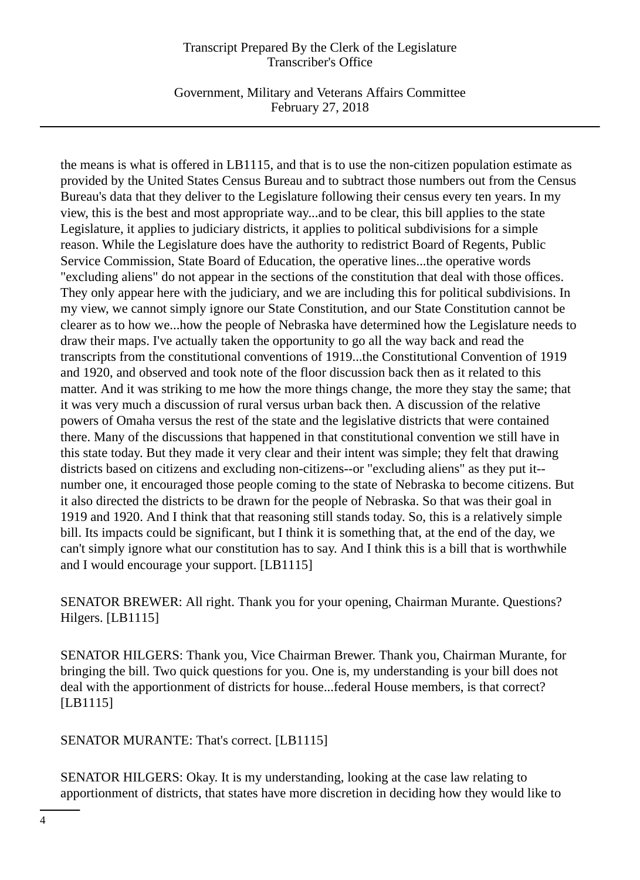the means is what is offered in LB1115, and that is to use the non-citizen population estimate as provided by the United States Census Bureau and to subtract those numbers out from the Census Bureau's data that they deliver to the Legislature following their census every ten years. In my view, this is the best and most appropriate way...and to be clear, this bill applies to the state Legislature, it applies to judiciary districts, it applies to political subdivisions for a simple reason. While the Legislature does have the authority to redistrict Board of Regents, Public Service Commission, State Board of Education, the operative lines...the operative words "excluding aliens" do not appear in the sections of the constitution that deal with those offices. They only appear here with the judiciary, and we are including this for political subdivisions. In my view, we cannot simply ignore our State Constitution, and our State Constitution cannot be clearer as to how we...how the people of Nebraska have determined how the Legislature needs to draw their maps. I've actually taken the opportunity to go all the way back and read the transcripts from the constitutional conventions of 1919...the Constitutional Convention of 1919 and 1920, and observed and took note of the floor discussion back then as it related to this matter. And it was striking to me how the more things change, the more they stay the same; that it was very much a discussion of rural versus urban back then. A discussion of the relative powers of Omaha versus the rest of the state and the legislative districts that were contained there. Many of the discussions that happened in that constitutional convention we still have in this state today. But they made it very clear and their intent was simple; they felt that drawing districts based on citizens and excluding non-citizens--or "excluding aliens" as they put it--number one, it encouraged those people coming to the state of Nebraska to become citizens. But it also directed the districts to be drawn for the people of Nebraska. So that was their goal in 1919 and 1920. And I think that that reasoning still stands today. So, this is a relatively simple bill. Its impacts could be significant, but I think it is something that, at the end of the day, we can't simply ignore what our constitution has to say. And I think this is a bill that is worthwhile and I would encourage your support. [LB1115]

SENATOR BREWER: All right. Thank you for your opening, Chairman Murante. Questions? Hilgers. [LB1115]

SENATOR HILGERS: Thank you, Vice Chairman Brewer. Thank you, Chairman Murante, for bringing the bill. Two quick questions for you. One is, my understanding is your bill does not deal with the apportionment of districts for house...federal House members, is that correct? [LB1115]

SENATOR MURANTE: That's correct. [LB1115]

SENATOR HILGERS: Okay. It is my understanding, looking at the case law relating to apportionment of districts, that states have more discretion in deciding how they would like to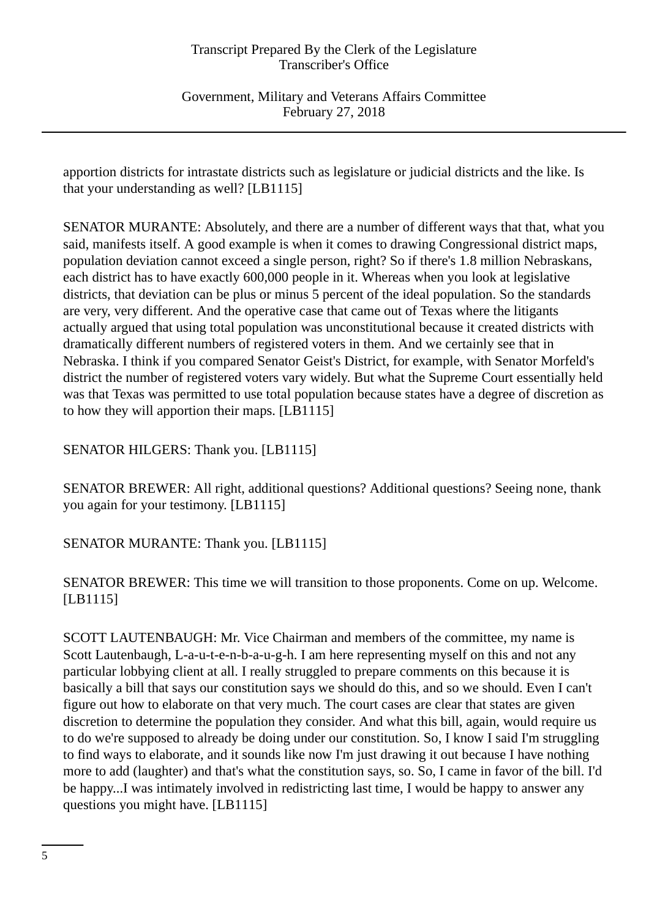apportion districts for intrastate districts such as legislature or judicial districts and the like. Is that your understanding as well? [LB1115]

SENATOR MURANTE: Absolutely, and there are a number of different ways that that, what you said, manifests itself. A good example is when it comes to drawing Congressional district maps, population deviation cannot exceed a single person, right? So if there's 1.8 million Nebraskans, each district has to have exactly 600,000 people in it. Whereas when you look at legislative districts, that deviation can be plus or minus 5 percent of the ideal population. So the standards are very, very different. And the operative case that came out of Texas where the litigants actually argued that using total population was unconstitutional because it created districts with dramatically different numbers of registered voters in them. And we certainly see that in Nebraska. I think if you compared Senator Geist's District, for example, with Senator Morfeld's district the number of registered voters vary widely. But what the Supreme Court essentially held was that Texas was permitted to use total population because states have a degree of discretion as to how they will apportion their maps. [LB1115]

SENATOR HILGERS: Thank you. [LB1115]

SENATOR BREWER: All right, additional questions? Additional questions? Seeing none, thank you again for your testimony. [LB1115]

SENATOR MURANTE: Thank you. [LB1115]

SENATOR BREWER: This time we will transition to those proponents. Come on up. Welcome. [LB1115]

SCOTT LAUTENBAUGH: Mr. Vice Chairman and members of the committee, my name is Scott Lautenbaugh, L-a-u-t-e-n-b-a-u-g-h. I am here representing myself on this and not any particular lobbying client at all. I really struggled to prepare comments on this because it is basically a bill that says our constitution says we should do this, and so we should. Even I can't figure out how to elaborate on that very much. The court cases are clear that states are given discretion to determine the population they consider. And what this bill, again, would require us to do we're supposed to already be doing under our constitution. So, I know I said I'm struggling to find ways to elaborate, and it sounds like now I'm just drawing it out because I have nothing more to add (laughter) and that's what the constitution says, so. So, I came in favor of the bill. I'd be happy...I was intimately involved in redistricting last time, I would be happy to answer any questions you might have. [LB1115]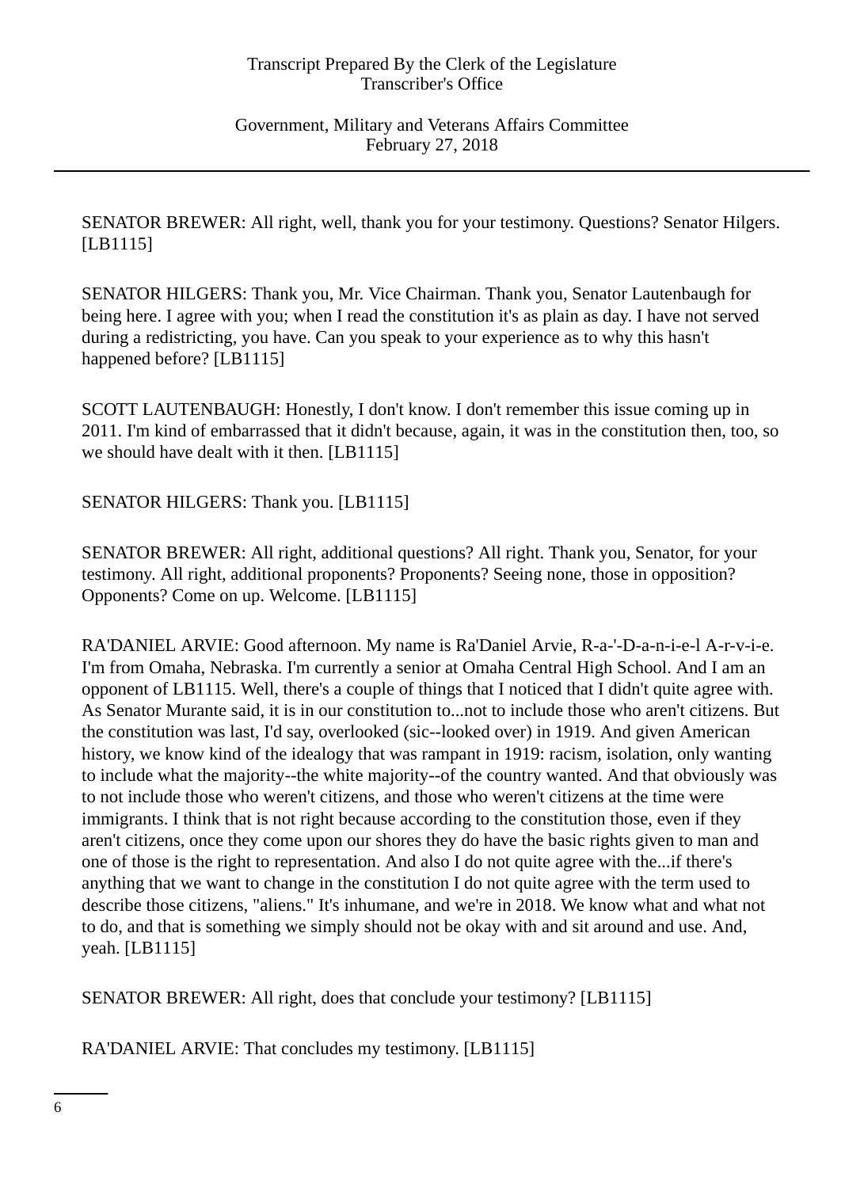SENATOR BREWER: All right, well, thank you for your testimony. Questions? Senator Hilgers. [LB1115]

SENATOR HILGERS: Thank you, Mr. Vice Chairman. Thank you, Senator Lautenbaugh for being here. I agree with you; when I read the constitution it's as plain as day. I have not served during a redistricting, you have. Can you speak to your experience as to why this hasn't happened before? [LB1115]

SCOTT LAUTENBAUGH: Honestly, I don't know. I don't remember this issue coming up in 2011. I'm kind of embarrassed that it didn't because, again, it was in the constitution then, too, so we should have dealt with it then. [LB1115]

SENATOR HILGERS: Thank you. [LB1115]

SENATOR BREWER: All right, additional questions? All right. Thank you, Senator, for your testimony. All right, additional proponents? Proponents? Seeing none, those in opposition? Opponents? Come on up. Welcome. [LB1115]

RA'DANIEL ARVIE: Good afternoon. My name is Ra'Daniel Arvie, R-a-'-D-a-n-i-e-l A-r-v-i-e. I'm from Omaha, Nebraska. I'm currently a senior at Omaha Central High School. And I am an opponent of LB1115. Well, there's a couple of things that I noticed that I didn't quite agree with. As Senator Murante said, it is in our constitution to...not to include those who aren't citizens. But the constitution was last, I'd say, overlooked (sic--looked over) in 1919. And given American history, we know kind of the idealogy that was rampant in 1919: racism, isolation, only wanting to include what the majority--the white majority--of the country wanted. And that obviously was to not include those who weren't citizens, and those who weren't citizens at the time were immigrants. I think that is not right because according to the constitution those, even if they aren't citizens, once they come upon our shores they do have the basic rights given to man and one of those is the right to representation. And also I do not quite agree with the...if there's anything that we want to change in the constitution I do not quite agree with the term used to describe those citizens, "aliens." It's inhumane, and we're in 2018. We know what and what not to do, and that is something we simply should not be okay with and sit around and use. And, yeah. [LB1115]

SENATOR BREWER: All right, does that conclude your testimony? [LB1115]

RA'DANIEL ARVIE: That concludes my testimony. [LB1115]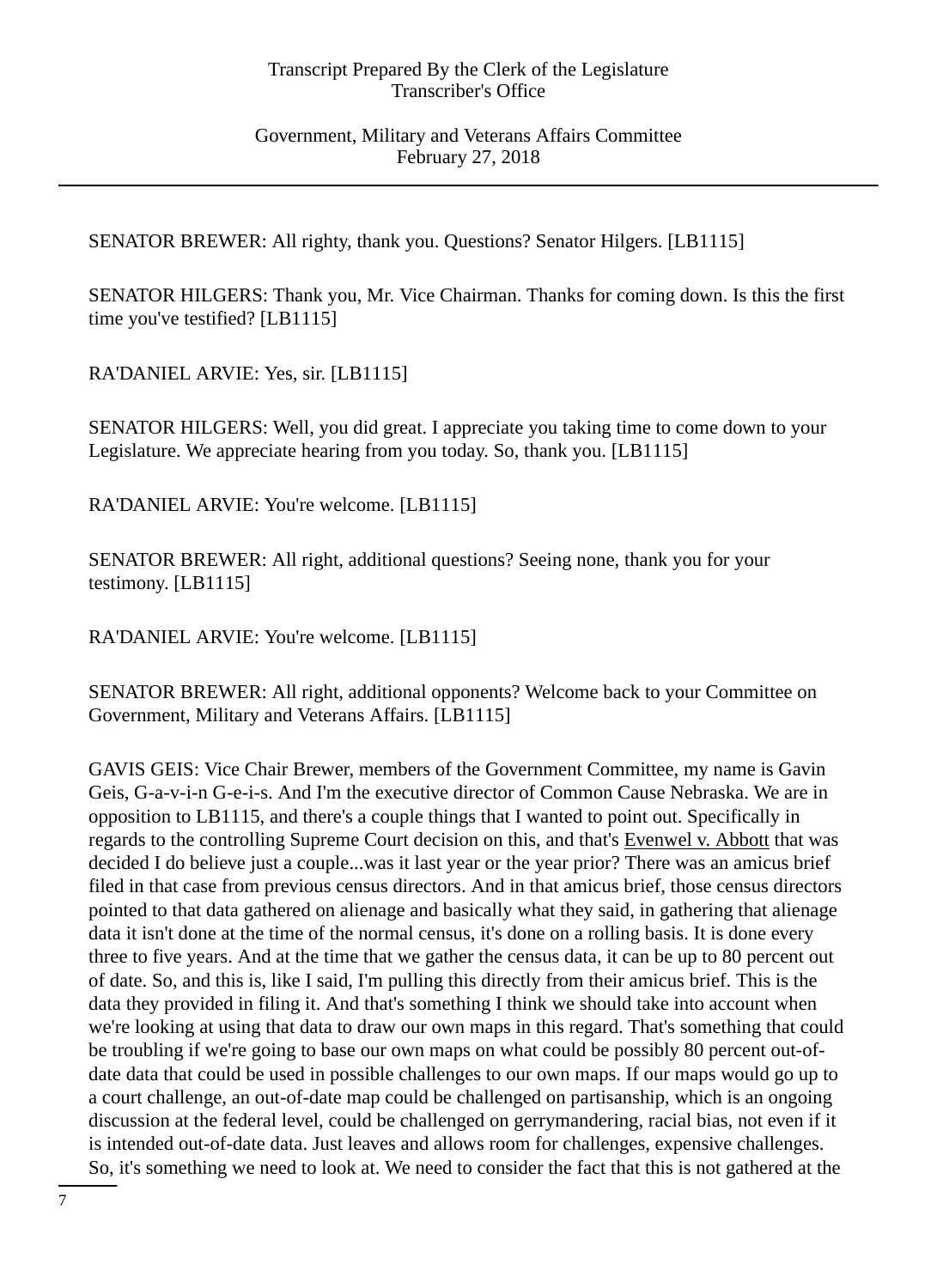SENATOR BREWER: All righty, thank you. Questions? Senator Hilgers. [LB1115]

SENATOR HILGERS: Thank you, Mr. Vice Chairman. Thanks for coming down. Is this the first time you've testified? [LB1115]

RA'DANIEL ARVIE: Yes, sir. [LB1115]

SENATOR HILGERS: Well, you did great. I appreciate you taking time to come down to your Legislature. We appreciate hearing from you today. So, thank you. [LB1115]

RA'DANIEL ARVIE: You're welcome. [LB1115]

SENATOR BREWER: All right, additional questions? Seeing none, thank you for your testimony. [LB1115]

RA'DANIEL ARVIE: You're welcome. [LB1115]

SENATOR BREWER: All right, additional opponents? Welcome back to your Committee on Government, Military and Veterans Affairs. [LB1115]

GAVIS GEIS: Vice Chair Brewer, members of the Government Committee, my name is Gavin Geis, G-a-v-i-n G-e-i-s. And I'm the executive director of Common Cause Nebraska. We are in opposition to LB1115, and there's a couple things that I wanted to point out. Specifically in regards to the controlling Supreme Court decision on this, and that's Evenwel v. Abbott that was decided I do believe just a couple...was it last year or the year prior? There was an amicus brief filed in that case from previous census directors. And in that amicus brief, those census directors pointed to that data gathered on alienage and basically what they said, in gathering that alienage data it isn't done at the time of the normal census, it's done on a rolling basis. It is done every three to five years. And at the time that we gather the census data, it can be up to 80 percent out of date. So, and this is, like I said, I'm pulling this directly from their amicus brief. This is the data they provided in filing it. And that's something I think we should take into account when we're looking at using that data to draw our own maps in this regard. That's something that could be troubling if we're going to base our own maps on what could be possibly 80 percent out-of-date data that could be used in possible challenges to our own maps. If our maps would go up to a court challenge, an out-of-date map could be challenged on partisanship, which is an ongoing discussion at the federal level, could be challenged on gerrymandering, racial bias, not even if it is intended out-of-date data. Just leaves and allows room for challenges, expensive challenges. So, it's something we need to look at. We need to consider the fact that this is not gathered at the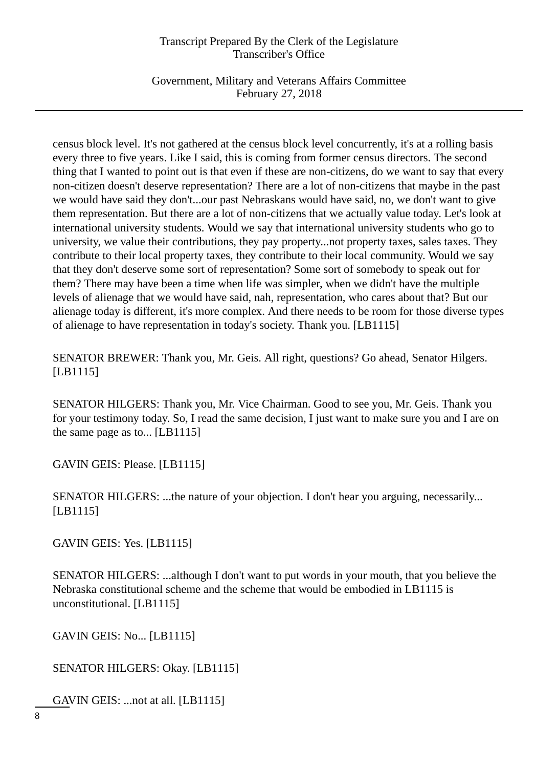census block level. It's not gathered at the census block level concurrently, it's at a rolling basis every three to five years. Like I said, this is coming from former census directors. The second thing that I wanted to point out is that even if these are non-citizens, do we want to say that every non-citizen doesn't deserve representation? There are a lot of non-citizens that maybe in the past we would have said they don't...our past Nebraskans would have said, no, we don't want to give them representation. But there are a lot of non-citizens that we actually value today. Let's look at international university students. Would we say that international university students who go to university, we value their contributions, they pay property...not property taxes, sales taxes. They contribute to their local property taxes, they contribute to their local community. Would we say that they don't deserve some sort of representation? Some sort of somebody to speak out for them? There may have been a time when life was simpler, when we didn't have the multiple levels of alienage that we would have said, nah, representation, who cares about that? But our alienage today is different, it's more complex. And there needs to be room for those diverse types of alienage to have representation in today's society. Thank you. [LB1115]

SENATOR BREWER: Thank you, Mr. Geis. All right, questions? Go ahead, Senator Hilgers. [LB1115]

SENATOR HILGERS: Thank you, Mr. Vice Chairman. Good to see you, Mr. Geis. Thank you for your testimony today. So, I read the same decision, I just want to make sure you and I are on the same page as to... [LB1115]

GAVIN GEIS: Please. [LB1115]

SENATOR HILGERS: ...the nature of your objection. I don't hear you arguing, necessarily... [LB1115]

GAVIN GEIS: Yes. [LB1115]

SENATOR HILGERS: ...although I don't want to put words in your mouth, that you believe the Nebraska constitutional scheme and the scheme that would be embodied in LB1115 is unconstitutional. [LB1115]

GAVIN GEIS: No... [LB1115]

SENATOR HILGERS: Okay. [LB1115]

GAVIN GEIS: ...not at all. [LB1115]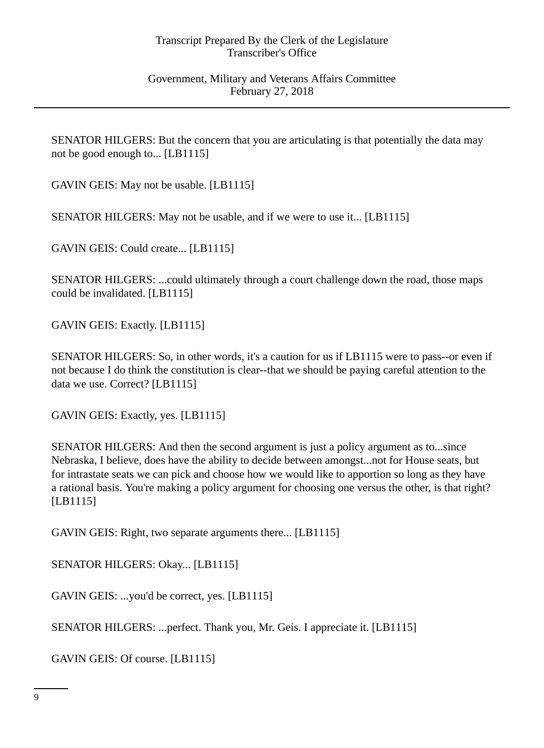SENATOR HILGERS: But the concern that you are articulating is that potentially the data may not be good enough to... [LB1115]

GAVIN GEIS: May not be usable. [LB1115]

SENATOR HILGERS: May not be usable, and if we were to use it... [LB1115]

GAVIN GEIS: Could create... [LB1115]

SENATOR HILGERS: ...could ultimately through a court challenge down the road, those maps could be invalidated. [LB1115]

GAVIN GEIS: Exactly. [LB1115]

SENATOR HILGERS: So, in other words, it's a caution for us if LB1115 were to pass--or even if not because I do think the constitution is clear--that we should be paying careful attention to the data we use. Correct? [LB1115]

GAVIN GEIS: Exactly, yes. [LB1115]

SENATOR HILGERS: And then the second argument is just a policy argument as to...since Nebraska, I believe, does have the ability to decide between amongst...not for House seats, but for intrastate seats we can pick and choose how we would like to apportion so long as they have a rational basis. You're making a policy argument for choosing one versus the other, is that right? [LB1115]

GAVIN GEIS: Right, two separate arguments there... [LB1115]

SENATOR HILGERS: Okay... [LB1115]

GAVIN GEIS: ...you'd be correct, yes. [LB1115]

SENATOR HILGERS: ...perfect. Thank you, Mr. Geis. I appreciate it. [LB1115]

GAVIN GEIS: Of course. [LB1115]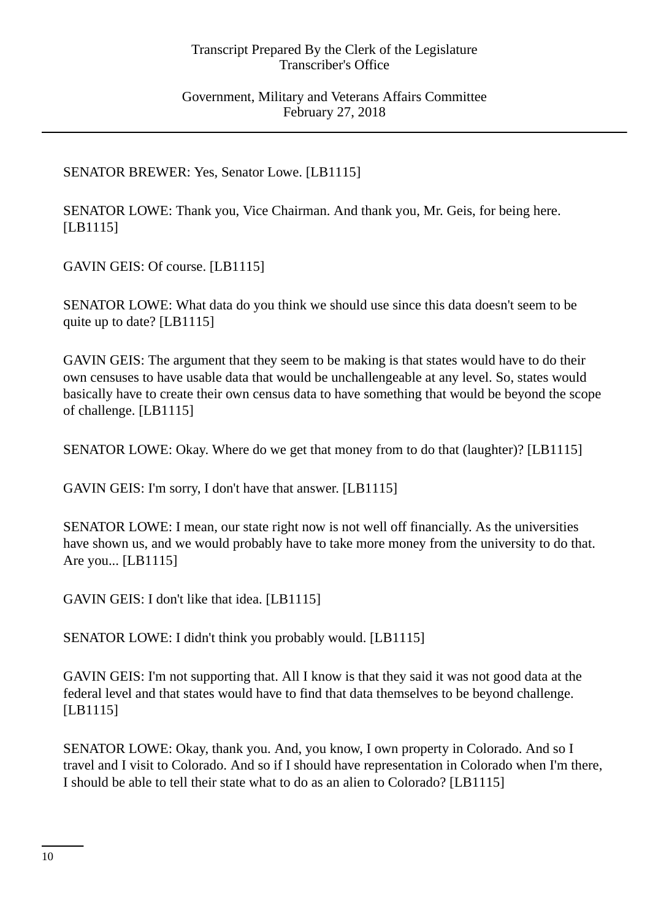SENATOR BREWER: Yes, Senator Lowe. [LB1115]

SENATOR LOWE: Thank you, Vice Chairman. And thank you, Mr. Geis, for being here. [LB1115]

GAVIN GEIS: Of course. [LB1115]

SENATOR LOWE: What data do you think we should use since this data doesn't seem to be quite up to date? [LB1115]

GAVIN GEIS: The argument that they seem to be making is that states would have to do their own censuses to have usable data that would be unchallengeable at any level. So, states would basically have to create their own census data to have something that would be beyond the scope of challenge. [LB1115]

SENATOR LOWE: Okay. Where do we get that money from to do that (laughter)? [LB1115]

GAVIN GEIS: I'm sorry, I don't have that answer. [LB1115]

SENATOR LOWE: I mean, our state right now is not well off financially. As the universities have shown us, and we would probably have to take more money from the university to do that. Are you... [LB1115]

GAVIN GEIS: I don't like that idea. [LB1115]

SENATOR LOWE: I didn't think you probably would. [LB1115]

GAVIN GEIS: I'm not supporting that. All I know is that they said it was not good data at the federal level and that states would have to find that data themselves to be beyond challenge. [LB1115]

SENATOR LOWE: Okay, thank you. And, you know, I own property in Colorado. And so I travel and I visit to Colorado. And so if I should have representation in Colorado when I'm there, I should be able to tell their state what to do as an alien to Colorado? [LB1115]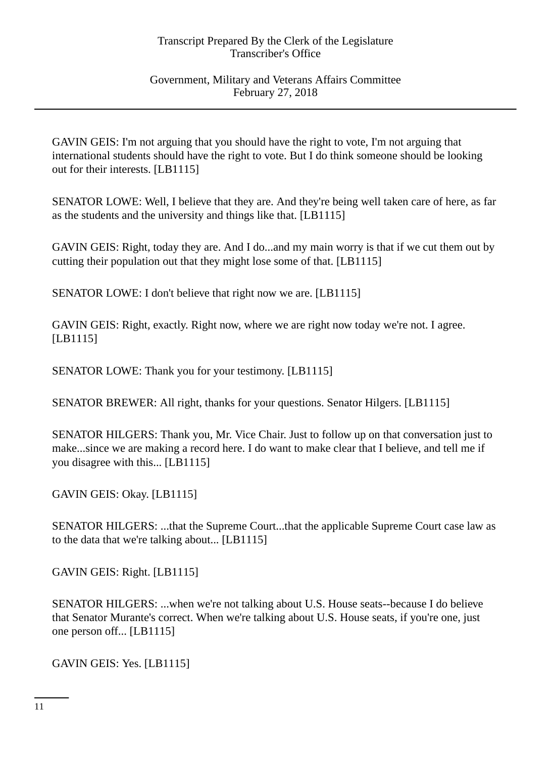GAVIN GEIS: I'm not arguing that you should have the right to vote, I'm not arguing that international students should have the right to vote. But I do think someone should be looking out for their interests. [LB1115]

SENATOR LOWE: Well, I believe that they are. And they're being well taken care of here, as far as the students and the university and things like that. [LB1115]

GAVIN GEIS: Right, today they are. And I do...and my main worry is that if we cut them out by cutting their population out that they might lose some of that. [LB1115]

SENATOR LOWE: I don't believe that right now we are. [LB1115]

GAVIN GEIS: Right, exactly. Right now, where we are right now today we're not. I agree. [LB1115]

SENATOR LOWE: Thank you for your testimony. [LB1115]

SENATOR BREWER: All right, thanks for your questions. Senator Hilgers. [LB1115]

SENATOR HILGERS: Thank you, Mr. Vice Chair. Just to follow up on that conversation just to make...since we are making a record here. I do want to make clear that I believe, and tell me if you disagree with this... [LB1115]

GAVIN GEIS: Okay. [LB1115]

SENATOR HILGERS: ...that the Supreme Court...that the applicable Supreme Court case law as to the data that we're talking about... [LB1115]

GAVIN GEIS: Right. [LB1115]

SENATOR HILGERS: ...when we're not talking about U.S. House seats--because I do believe that Senator Murante's correct. When we're talking about U.S. House seats, if you're one, just one person off... [LB1115]

GAVIN GEIS: Yes. [LB1115]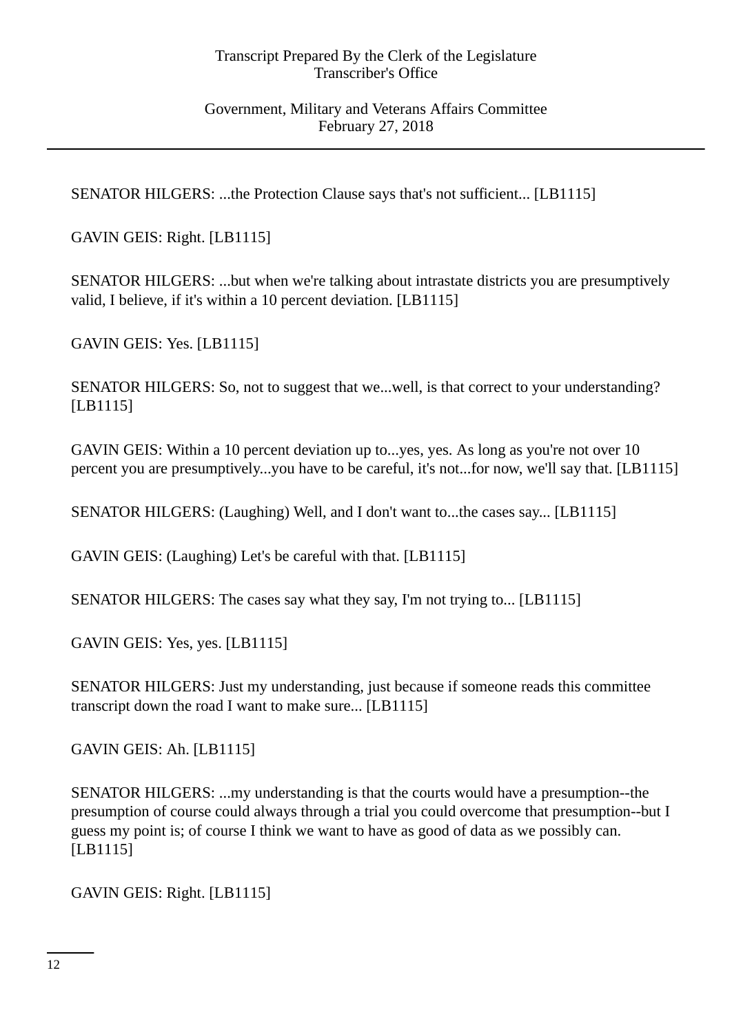SENATOR HILGERS: ...the Protection Clause says that's not sufficient... [LB1115]

GAVIN GEIS: Right. [LB1115]

SENATOR HILGERS: ...but when we're talking about intrastate districts you are presumptively valid, I believe, if it's within a 10 percent deviation. [LB1115]

GAVIN GEIS: Yes. [LB1115]

SENATOR HILGERS: So, not to suggest that we...well, is that correct to your understanding? [LB1115]

GAVIN GEIS: Within a 10 percent deviation up to...yes, yes. As long as you're not over 10 percent you are presumptively...you have to be careful, it's not...for now, we'll say that. [LB1115]

SENATOR HILGERS: (Laughing) Well, and I don't want to...the cases say... [LB1115]

GAVIN GEIS: (Laughing) Let's be careful with that. [LB1115]

SENATOR HILGERS: The cases say what they say, I'm not trying to... [LB1115]

GAVIN GEIS: Yes, yes. [LB1115]

SENATOR HILGERS: Just my understanding, just because if someone reads this committee transcript down the road I want to make sure... [LB1115]

GAVIN GEIS: Ah. [LB1115]

SENATOR HILGERS: ...my understanding is that the courts would have a presumption--the presumption of course could always through a trial you could overcome that presumption--but I guess my point is; of course I think we want to have as good of data as we possibly can. [LB1115]

GAVIN GEIS: Right. [LB1115]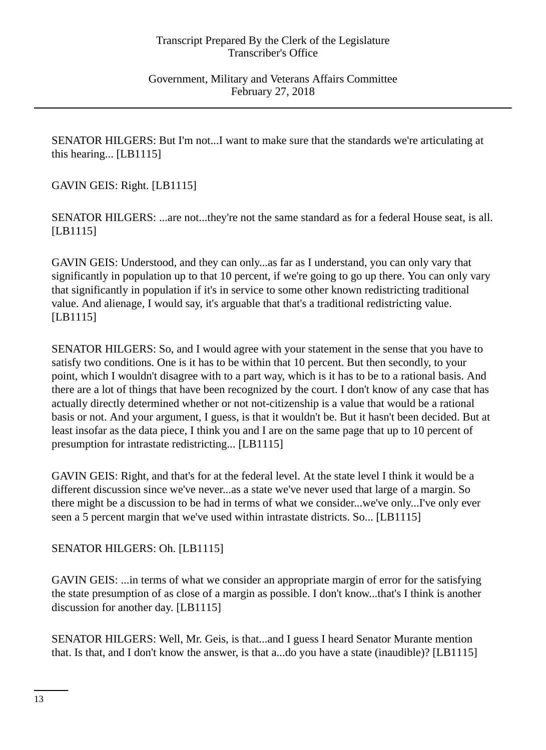SENATOR HILGERS: But I'm not...I want to make sure that the standards we're articulating at this hearing... [LB1115]

GAVIN GEIS: Right. [LB1115]

SENATOR HILGERS: ...are not...they're not the same standard as for a federal House seat, is all. [LB1115]

GAVIN GEIS: Understood, and they can only...as far as I understand, you can only vary that significantly in population up to that 10 percent, if we're going to go up there. You can only vary that significantly in population if it's in service to some other known redistricting traditional value. And alienage, I would say, it's arguable that that's a traditional redistricting value. [LB1115]

SENATOR HILGERS: So, and I would agree with your statement in the sense that you have to satisfy two conditions. One is it has to be within that 10 percent. But then secondly, to your point, which I wouldn't disagree with to a part way, which is it has to be to a rational basis. And there are a lot of things that have been recognized by the court. I don't know of any case that has actually directly determined whether or not not-citizenship is a value that would be a rational basis or not. And your argument, I guess, is that it wouldn't be. But it hasn't been decided. But at least insofar as the data piece, I think you and I are on the same page that up to 10 percent of presumption for intrastate redistricting... [LB1115]

GAVIN GEIS: Right, and that's for at the federal level. At the state level I think it would be a different discussion since we've never...as a state we've never used that large of a margin. So there might be a discussion to be had in terms of what we consider...we've only...I've only ever seen a 5 percent margin that we've used within intrastate districts. So... [LB1115]

SENATOR HILGERS: Oh. [LB1115]

GAVIN GEIS: ...in terms of what we consider an appropriate margin of error for the satisfying the state presumption of as close of a margin as possible. I don't know...that's I think is another discussion for another day. [LB1115]

SENATOR HILGERS: Well, Mr. Geis, is that...and I guess I heard Senator Murante mention that. Is that, and I don't know the answer, is that a...do you have a state (inaudible)? [LB1115]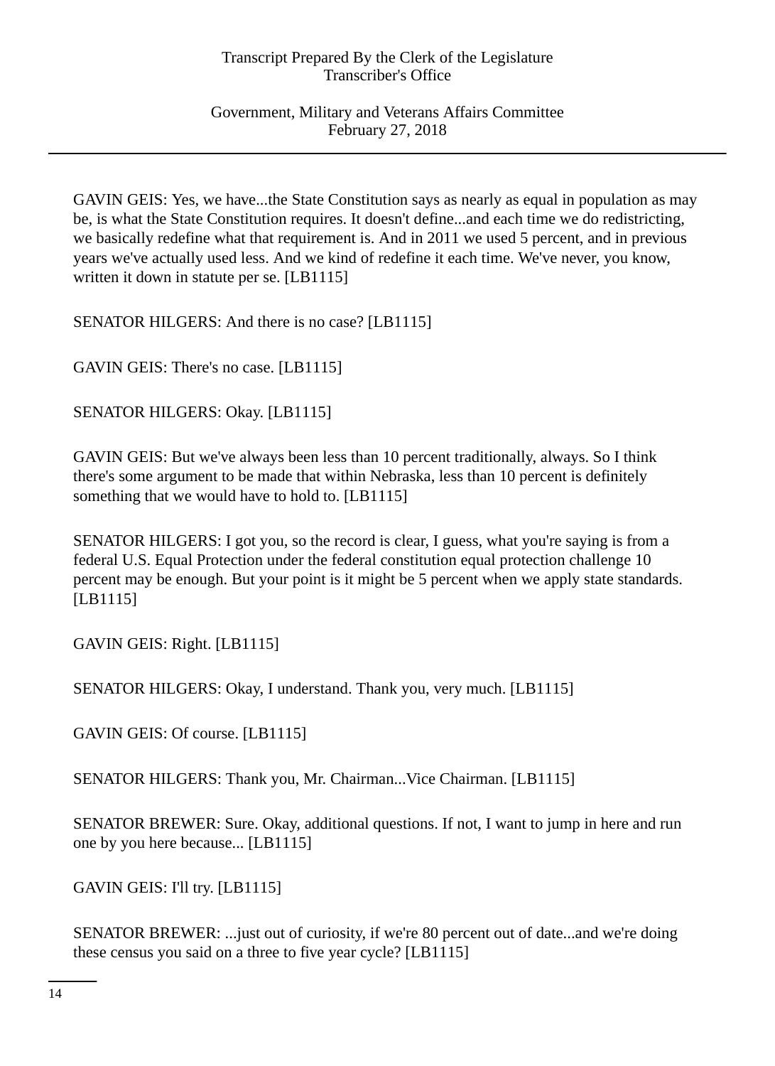GAVIN GEIS: Yes, we have...the State Constitution says as nearly as equal in population as may be, is what the State Constitution requires. It doesn't define...and each time we do redistricting, we basically redefine what that requirement is. And in 2011 we used 5 percent, and in previous years we've actually used less. And we kind of redefine it each time. We've never, you know, written it down in statute per se. [LB1115]

SENATOR HILGERS: And there is no case? [LB1115]

GAVIN GEIS: There's no case. [LB1115]

SENATOR HILGERS: Okay. [LB1115]

GAVIN GEIS: But we've always been less than 10 percent traditionally, always. So I think there's some argument to be made that within Nebraska, less than 10 percent is definitely something that we would have to hold to. [LB1115]

SENATOR HILGERS: I got you, so the record is clear, I guess, what you're saying is from a federal U.S. Equal Protection under the federal constitution equal protection challenge 10 percent may be enough. But your point is it might be 5 percent when we apply state standards. [LB1115]

GAVIN GEIS: Right. [LB1115]

SENATOR HILGERS: Okay, I understand. Thank you, very much. [LB1115]

GAVIN GEIS: Of course. [LB1115]

SENATOR HILGERS: Thank you, Mr. Chairman...Vice Chairman. [LB1115]

SENATOR BREWER: Sure. Okay, additional questions. If not, I want to jump in here and run one by you here because... [LB1115]

GAVIN GEIS: I'll try. [LB1115]

SENATOR BREWER: ...just out of curiosity, if we're 80 percent out of date...and we're doing these census you said on a three to five year cycle? [LB1115]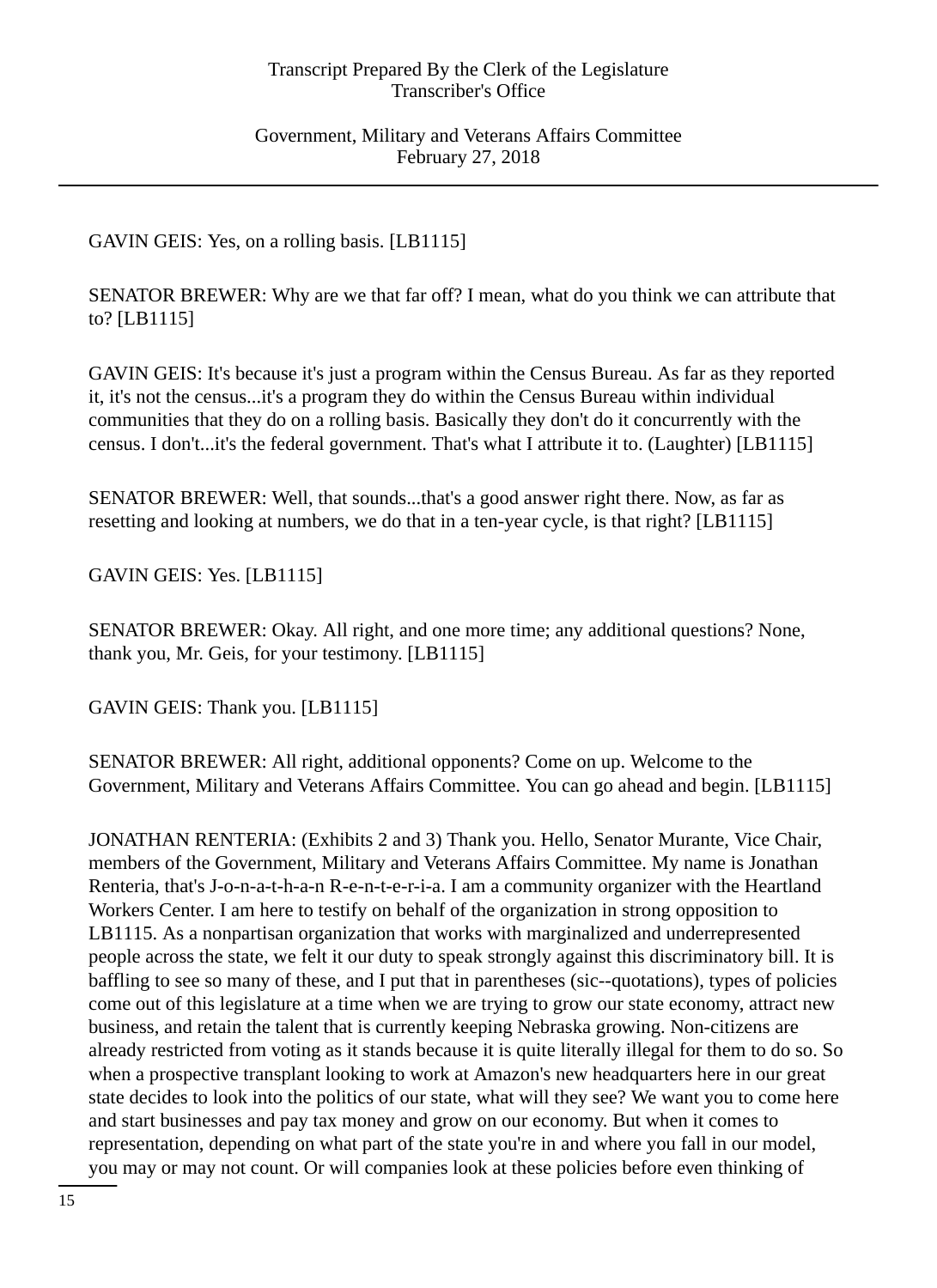GAVIN GEIS: Yes, on a rolling basis. [LB1115]

SENATOR BREWER: Why are we that far off? I mean, what do you think we can attribute that to? [LB1115]

GAVIN GEIS: It's because it's just a program within the Census Bureau. As far as they reported it, it's not the census...it's a program they do within the Census Bureau within individual communities that they do on a rolling basis. Basically they don't do it concurrently with the census. I don't...it's the federal government. That's what I attribute it to. (Laughter) [LB1115]

SENATOR BREWER: Well, that sounds...that's a good answer right there. Now, as far as resetting and looking at numbers, we do that in a ten-year cycle, is that right? [LB1115]

GAVIN GEIS: Yes. [LB1115]

SENATOR BREWER: Okay. All right, and one more time; any additional questions? None, thank you, Mr. Geis, for your testimony. [LB1115]

GAVIN GEIS: Thank you. [LB1115]

SENATOR BREWER: All right, additional opponents? Come on up. Welcome to the Government, Military and Veterans Affairs Committee. You can go ahead and begin. [LB1115]

JONATHAN RENTERIA: (Exhibits 2 and 3) Thank you. Hello, Senator Murante, Vice Chair, members of the Government, Military and Veterans Affairs Committee. My name is Jonathan Renteria, that's J-o-n-a-t-h-a-n R-e-n-t-e-r-i-a. I am a community organizer with the Heartland Workers Center. I am here to testify on behalf of the organization in strong opposition to LB1115. As a nonpartisan organization that works with marginalized and underrepresented people across the state, we felt it our duty to speak strongly against this discriminatory bill. It is baffling to see so many of these, and I put that in parentheses (sic--quotations), types of policies come out of this legislature at a time when we are trying to grow our state economy, attract new business, and retain the talent that is currently keeping Nebraska growing. Non-citizens are already restricted from voting as it stands because it is quite literally illegal for them to do so. So when a prospective transplant looking to work at Amazon's new headquarters here in our great state decides to look into the politics of our state, what will they see? We want you to come here and start businesses and pay tax money and grow on our economy. But when it comes to representation, depending on what part of the state you're in and where you fall in our model, you may or may not count. Or will companies look at these policies before even thinking of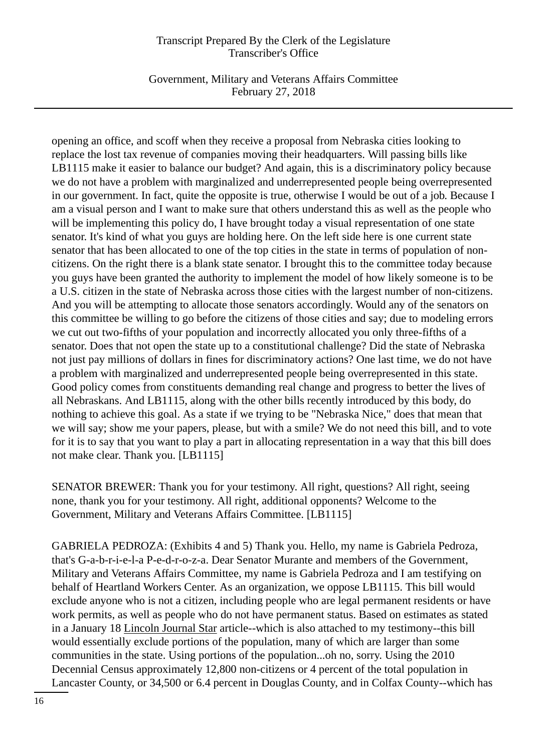opening an office, and scoff when they receive a proposal from Nebraska cities looking to replace the lost tax revenue of companies moving their headquarters. Will passing bills like LB1115 make it easier to balance our budget? And again, this is a discriminatory policy because we do not have a problem with marginalized and underrepresented people being overrepresented in our government. In fact, quite the opposite is true, otherwise I would be out of a job. Because I am a visual person and I want to make sure that others understand this as well as the people who will be implementing this policy do, I have brought today a visual representation of one state senator. It's kind of what you guys are holding here. On the left side here is one current state senator that has been allocated to one of the top cities in the state in terms of population of non-citizens. On the right there is a blank state senator. I brought this to the committee today because you guys have been granted the authority to implement the model of how likely someone is to be a U.S. citizen in the state of Nebraska across those cities with the largest number of non-citizens. And you will be attempting to allocate those senators accordingly. Would any of the senators on this committee be willing to go before the citizens of those cities and say; due to modeling errors we cut out two-fifths of your population and incorrectly allocated you only three-fifths of a senator. Does that not open the state up to a constitutional challenge? Did the state of Nebraska not just pay millions of dollars in fines for discriminatory actions? One last time, we do not have a problem with marginalized and underrepresented people being overrepresented in this state. Good policy comes from constituents demanding real change and progress to better the lives of all Nebraskans. And LB1115, along with the other bills recently introduced by this body, do nothing to achieve this goal. As a state if we trying to be "Nebraska Nice," does that mean that we will say; show me your papers, please, but with a smile? We do not need this bill, and to vote for it is to say that you want to play a part in allocating representation in a way that this bill does not make clear. Thank you. [LB1115]

SENATOR BREWER: Thank you for your testimony. All right, questions? All right, seeing none, thank you for your testimony. All right, additional opponents? Welcome to the Government, Military and Veterans Affairs Committee. [LB1115]

GABRIELA PEDROZA: (Exhibits 4 and 5) Thank you. Hello, my name is Gabriela Pedroza, that's G-a-b-r-i-e-l-a P-e-d-r-o-z-a. Dear Senator Murante and members of the Government, Military and Veterans Affairs Committee, my name is Gabriela Pedroza and I am testifying on behalf of Heartland Workers Center. As an organization, we oppose LB1115. This bill would exclude anyone who is not a citizen, including people who are legal permanent residents or have work permits, as well as people who do not have permanent status. Based on estimates as stated in a January 18 Lincoln Journal Star article--which is also attached to my testimony--this bill would essentially exclude portions of the population, many of which are larger than some communities in the state. Using portions of the population...oh no, sorry. Using the 2010 Decennial Census approximately 12,800 non-citizens or 4 percent of the total population in Lancaster County, or 34,500 or 6.4 percent in Douglas County, and in Colfax County--which has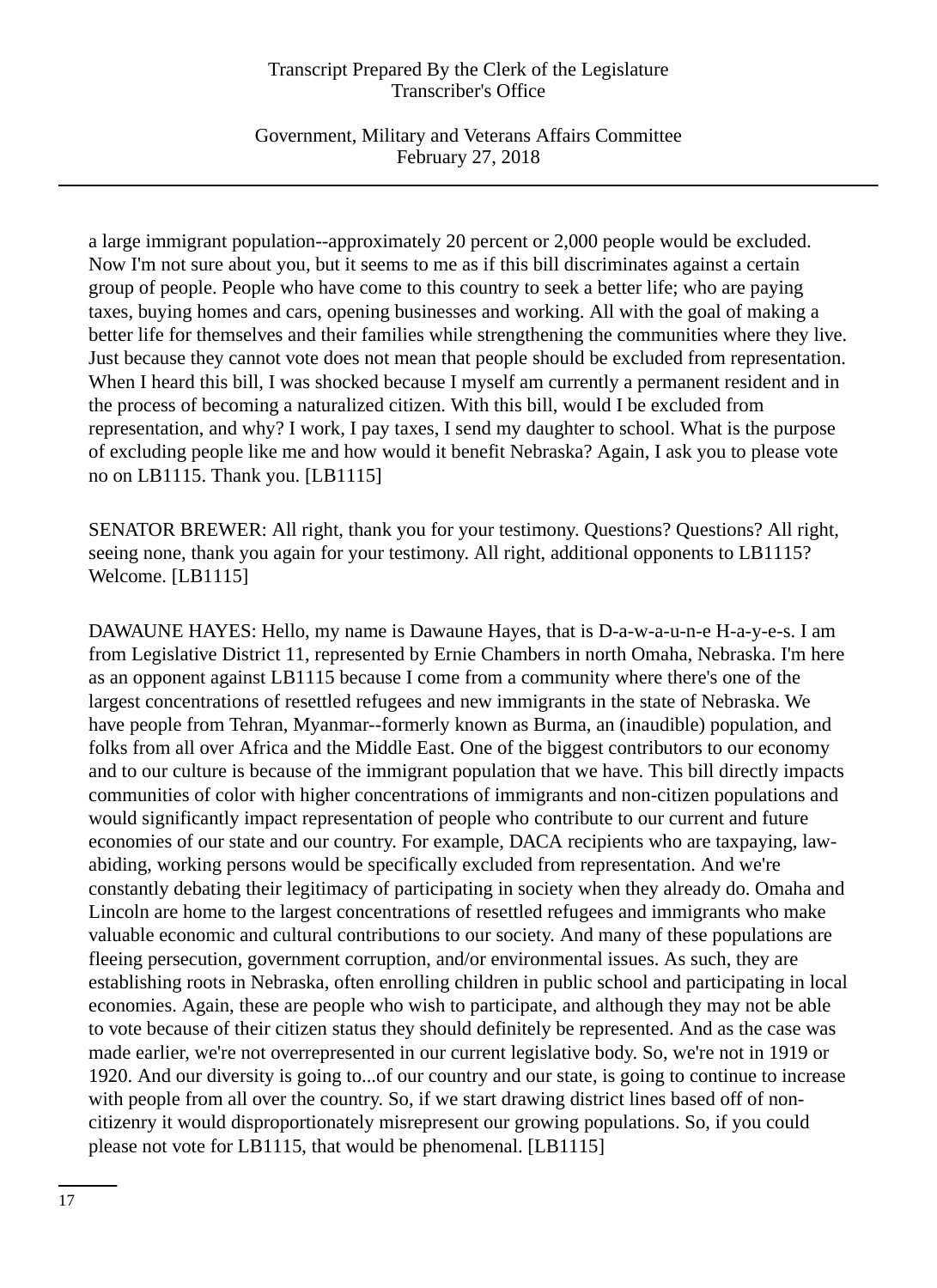a large immigrant population--approximately 20 percent or 2,000 people would be excluded. Now I'm not sure about you, but it seems to me as if this bill discriminates against a certain group of people. People who have come to this country to seek a better life; who are paying taxes, buying homes and cars, opening businesses and working. All with the goal of making a better life for themselves and their families while strengthening the communities where they live. Just because they cannot vote does not mean that people should be excluded from representation. When I heard this bill, I was shocked because I myself am currently a permanent resident and in the process of becoming a naturalized citizen. With this bill, would I be excluded from representation, and why? I work, I pay taxes, I send my daughter to school. What is the purpose of excluding people like me and how would it benefit Nebraska? Again, I ask you to please vote no on LB1115. Thank you. [LB1115]

SENATOR BREWER: All right, thank you for your testimony. Questions? Questions? All right, seeing none, thank you again for your testimony. All right, additional opponents to LB1115? Welcome. [LB1115]

DAWAUNE HAYES: Hello, my name is Dawaune Hayes, that is D-a-w-a-u-n-e H-a-y-e-s. I am from Legislative District 11, represented by Ernie Chambers in north Omaha, Nebraska. I'm here as an opponent against LB1115 because I come from a community where there's one of the largest concentrations of resettled refugees and new immigrants in the state of Nebraska. We have people from Tehran, Myanmar--formerly known as Burma, an (inaudible) population, and folks from all over Africa and the Middle East. One of the biggest contributors to our economy and to our culture is because of the immigrant population that we have. This bill directly impacts communities of color with higher concentrations of immigrants and non-citizen populations and would significantly impact representation of people who contribute to our current and future economies of our state and our country. For example, DACA recipients who are taxpaying, law-abiding, working persons would be specifically excluded from representation. And we're constantly debating their legitimacy of participating in society when they already do. Omaha and Lincoln are home to the largest concentrations of resettled refugees and immigrants who make valuable economic and cultural contributions to our society. And many of these populations are fleeing persecution, government corruption, and/or environmental issues. As such, they are establishing roots in Nebraska, often enrolling children in public school and participating in local economies. Again, these are people who wish to participate, and although they may not be able to vote because of their citizen status they should definitely be represented. And as the case was made earlier, we're not overrepresented in our current legislative body. So, we're not in 1919 or 1920. And our diversity is going to...of our country and our state, is going to continue to increase with people from all over the country. So, if we start drawing district lines based off of non-citizenry it would disproportionately misrepresent our growing populations. So, if you could please not vote for LB1115, that would be phenomenal. [LB1115]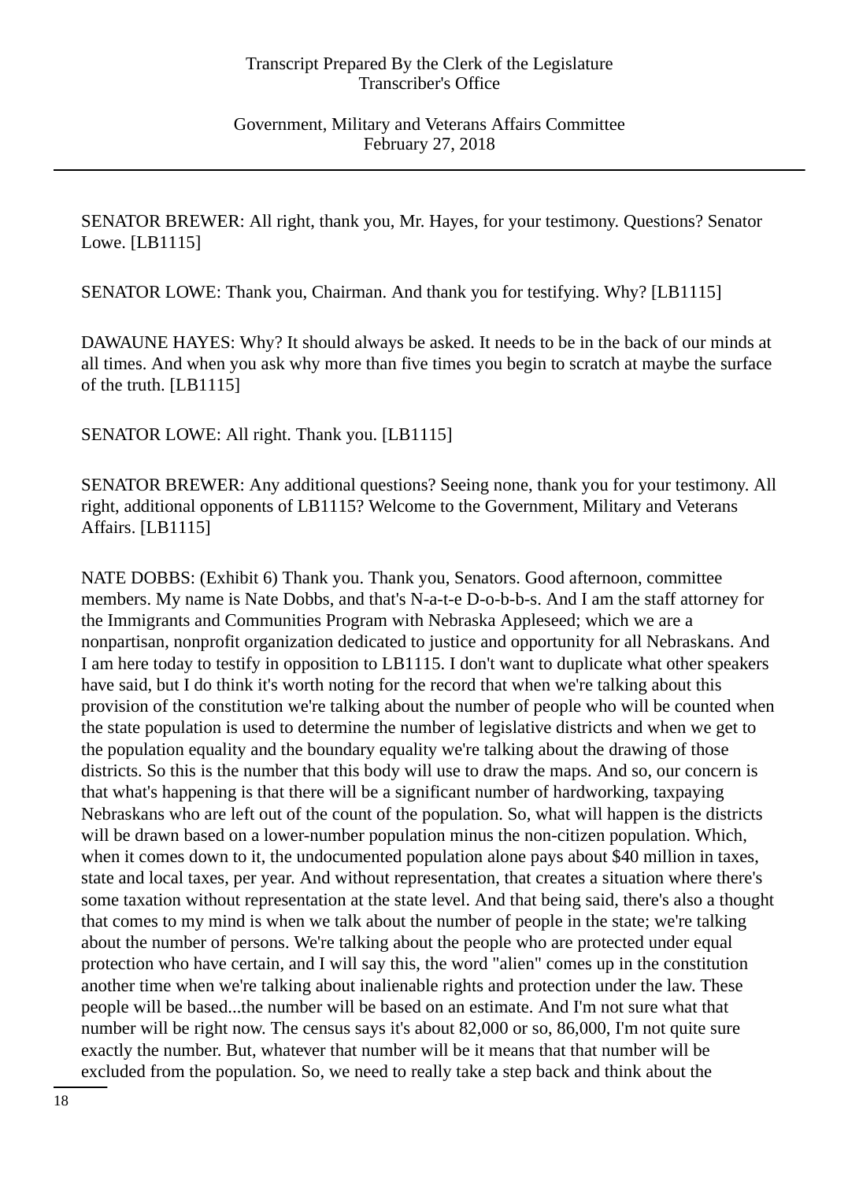SENATOR BREWER: All right, thank you, Mr. Hayes, for your testimony. Questions? Senator Lowe. [LB1115]

SENATOR LOWE: Thank you, Chairman. And thank you for testifying. Why? [LB1115]

DAWAUNE HAYES: Why? It should always be asked. It needs to be in the back of our minds at all times. And when you ask why more than five times you begin to scratch at maybe the surface of the truth. [LB1115]

SENATOR LOWE: All right. Thank you. [LB1115]

SENATOR BREWER: Any additional questions? Seeing none, thank you for your testimony. All right, additional opponents of LB1115? Welcome to the Government, Military and Veterans Affairs. [LB1115]

NATE DOBBS: (Exhibit 6) Thank you. Thank you, Senators. Good afternoon, committee members. My name is Nate Dobbs, and that's N-a-t-e D-o-b-b-s. And I am the staff attorney for the Immigrants and Communities Program with Nebraska Appleseed; which we are a nonpartisan, nonprofit organization dedicated to justice and opportunity for all Nebraskans. And I am here today to testify in opposition to LB1115. I don't want to duplicate what other speakers have said, but I do think it's worth noting for the record that when we're talking about this provision of the constitution we're talking about the number of people who will be counted when the state population is used to determine the number of legislative districts and when we get to the population equality and the boundary equality we're talking about the drawing of those districts. So this is the number that this body will use to draw the maps. And so, our concern is that what's happening is that there will be a significant number of hardworking, taxpaying Nebraskans who are left out of the count of the population. So, what will happen is the districts will be drawn based on a lower-number population minus the non-citizen population. Which, when it comes down to it, the undocumented population alone pays about $40 million in taxes, state and local taxes, per year. And without representation, that creates a situation where there's some taxation without representation at the state level. And that being said, there's also a thought that comes to my mind is when we talk about the number of people in the state; we're talking about the number of persons. We're talking about the people who are protected under equal protection who have certain, and I will say this, the word "alien" comes up in the constitution another time when we're talking about inalienable rights and protection under the law. These people will be based...the number will be based on an estimate. And I'm not sure what that number will be right now. The census says it's about 82,000 or so, 86,000, I'm not quite sure exactly the number. But, whatever that number will be it means that that number will be excluded from the population. So, we need to really take a step back and think about the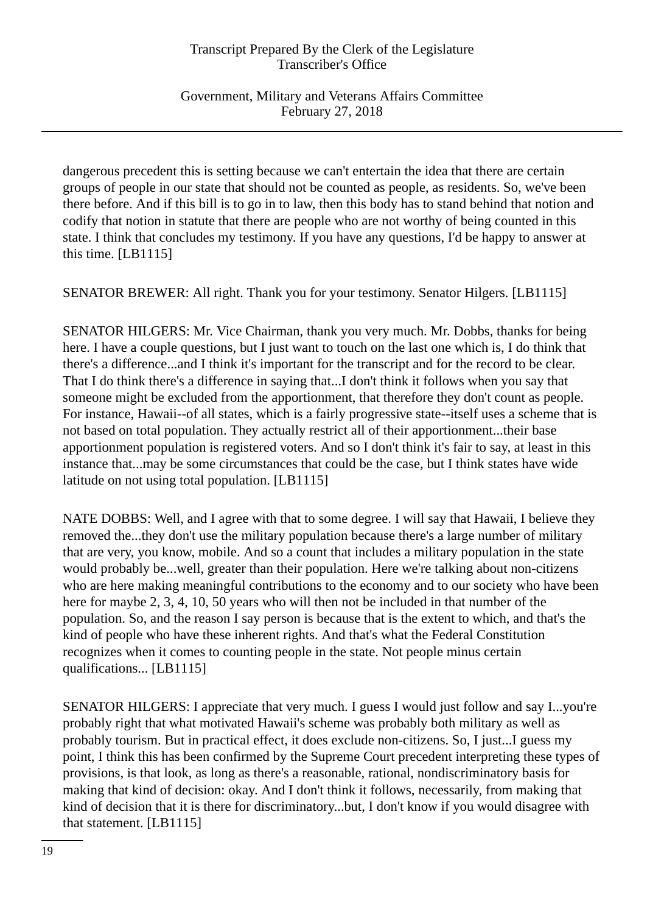dangerous precedent this is setting because we can't entertain the idea that there are certain groups of people in our state that should not be counted as people, as residents. So, we've been there before. And if this bill is to go in to law, then this body has to stand behind that notion and codify that notion in statute that there are people who are not worthy of being counted in this state. I think that concludes my testimony. If you have any questions, I'd be happy to answer at this time. [LB1115]

SENATOR BREWER: All right. Thank you for your testimony. Senator Hilgers. [LB1115]

SENATOR HILGERS: Mr. Vice Chairman, thank you very much. Mr. Dobbs, thanks for being here. I have a couple questions, but I just want to touch on the last one which is, I do think that there's a difference...and I think it's important for the transcript and for the record to be clear. That I do think there's a difference in saying that...I don't think it follows when you say that someone might be excluded from the apportionment, that therefore they don't count as people. For instance, Hawaii--of all states, which is a fairly progressive state--itself uses a scheme that is not based on total population. They actually restrict all of their apportionment...their base apportionment population is registered voters. And so I don't think it's fair to say, at least in this instance that...may be some circumstances that could be the case, but I think states have wide latitude on not using total population. [LB1115]

NATE DOBBS: Well, and I agree with that to some degree. I will say that Hawaii, I believe they removed the...they don't use the military population because there's a large number of military that are very, you know, mobile. And so a count that includes a military population in the state would probably be...well, greater than their population. Here we're talking about non-citizens who are here making meaningful contributions to the economy and to our society who have been here for maybe 2, 3, 4, 10, 50 years who will then not be included in that number of the population. So, and the reason I say person is because that is the extent to which, and that's the kind of people who have these inherent rights. And that's what the Federal Constitution recognizes when it comes to counting people in the state. Not people minus certain qualifications... [LB1115]

SENATOR HILGERS: I appreciate that very much. I guess I would just follow and say I...you're probably right that what motivated Hawaii's scheme was probably both military as well as probably tourism. But in practical effect, it does exclude non-citizens. So, I just...I guess my point, I think this has been confirmed by the Supreme Court precedent interpreting these types of provisions, is that look, as long as there's a reasonable, rational, nondiscriminatory basis for making that kind of decision: okay. And I don't think it follows, necessarily, from making that kind of decision that it is there for discriminatory...but, I don't know if you would disagree with that statement. [LB1115]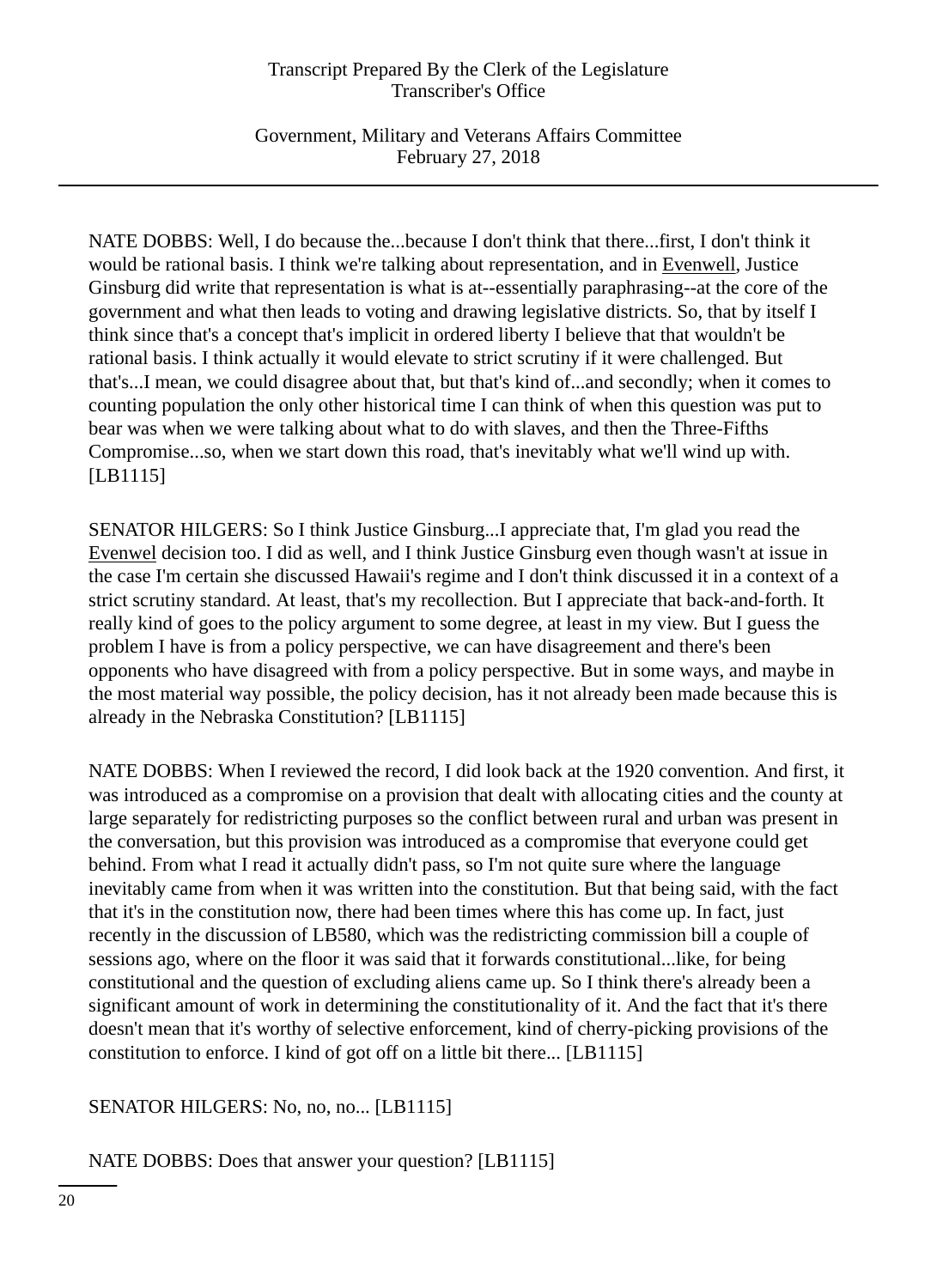NATE DOBBS: Well, I do because the...because I don't think that there...first, I don't think it would be rational basis. I think we're talking about representation, and in Evenwell, Justice Ginsburg did write that representation is what is at--essentially paraphrasing--at the core of the government and what then leads to voting and drawing legislative districts. So, that by itself I think since that's a concept that's implicit in ordered liberty I believe that that wouldn't be rational basis. I think actually it would elevate to strict scrutiny if it were challenged. But that's...I mean, we could disagree about that, but that's kind of...and secondly; when it comes to counting population the only other historical time I can think of when this question was put to bear was when we were talking about what to do with slaves, and then the Three-Fifths Compromise...so, when we start down this road, that's inevitably what we'll wind up with. [LB1115]

SENATOR HILGERS: So I think Justice Ginsburg...I appreciate that, I'm glad you read the Evenwel decision too. I did as well, and I think Justice Ginsburg even though wasn't at issue in the case I'm certain she discussed Hawaii's regime and I don't think discussed it in a context of a strict scrutiny standard. At least, that's my recollection. But I appreciate that back-and-forth. It really kind of goes to the policy argument to some degree, at least in my view. But I guess the problem I have is from a policy perspective, we can have disagreement and there's been opponents who have disagreed with from a policy perspective. But in some ways, and maybe in the most material way possible, the policy decision, has it not already been made because this is already in the Nebraska Constitution? [LB1115]

NATE DOBBS: When I reviewed the record, I did look back at the 1920 convention. And first, it was introduced as a compromise on a provision that dealt with allocating cities and the county at large separately for redistricting purposes so the conflict between rural and urban was present in the conversation, but this provision was introduced as a compromise that everyone could get behind. From what I read it actually didn't pass, so I'm not quite sure where the language inevitably came from when it was written into the constitution. But that being said, with the fact that it's in the constitution now, there had been times where this has come up. In fact, just recently in the discussion of LB580, which was the redistricting commission bill a couple of sessions ago, where on the floor it was said that it forwards constitutional...like, for being constitutional and the question of excluding aliens came up. So I think there's already been a significant amount of work in determining the constitutionality of it. And the fact that it's there doesn't mean that it's worthy of selective enforcement, kind of cherry-picking provisions of the constitution to enforce. I kind of got off on a little bit there... [LB1115]

SENATOR HILGERS: No, no, no... [LB1115]

NATE DOBBS: Does that answer your question? [LB1115]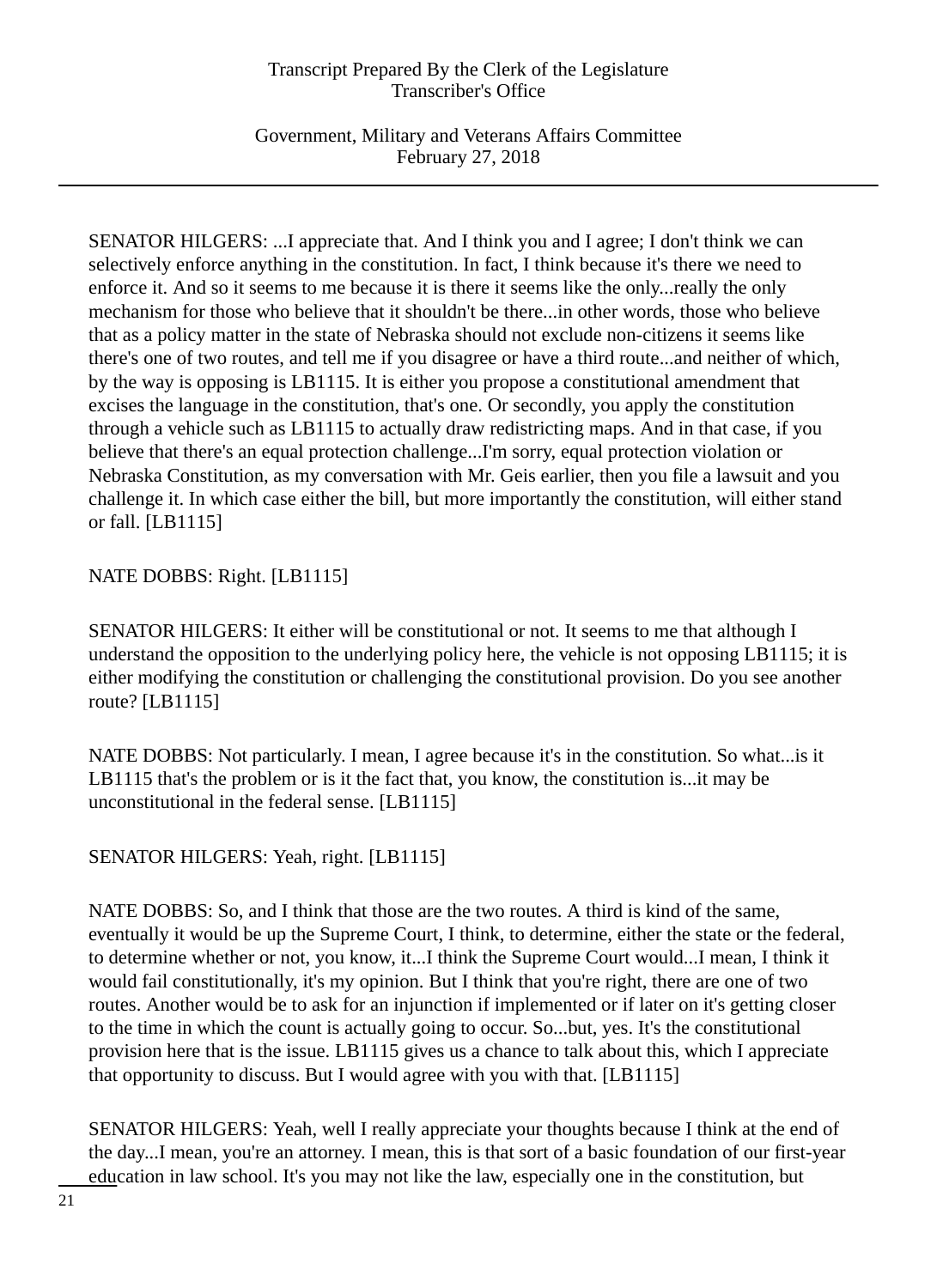SENATOR HILGERS: ...I appreciate that. And I think you and I agree; I don't think we can selectively enforce anything in the constitution. In fact, I think because it's there we need to enforce it. And so it seems to me because it is there it seems like the only...really the only mechanism for those who believe that it shouldn't be there...in other words, those who believe that as a policy matter in the state of Nebraska should not exclude non-citizens it seems like there's one of two routes, and tell me if you disagree or have a third route...and neither of which, by the way is opposing is LB1115. It is either you propose a constitutional amendment that excises the language in the constitution, that's one. Or secondly, you apply the constitution through a vehicle such as LB1115 to actually draw redistricting maps. And in that case, if you believe that there's an equal protection challenge...I'm sorry, equal protection violation or Nebraska Constitution, as my conversation with Mr. Geis earlier, then you file a lawsuit and you challenge it. In which case either the bill, but more importantly the constitution, will either stand or fall. [LB1115]

NATE DOBBS: Right. [LB1115]

SENATOR HILGERS: It either will be constitutional or not. It seems to me that although I understand the opposition to the underlying policy here, the vehicle is not opposing LB1115; it is either modifying the constitution or challenging the constitutional provision. Do you see another route? [LB1115]

NATE DOBBS: Not particularly. I mean, I agree because it's in the constitution. So what...is it LB1115 that's the problem or is it the fact that, you know, the constitution is...it may be unconstitutional in the federal sense. [LB1115]

SENATOR HILGERS: Yeah, right. [LB1115]

NATE DOBBS: So, and I think that those are the two routes. A third is kind of the same, eventually it would be up the Supreme Court, I think, to determine, either the state or the federal, to determine whether or not, you know, it...I think the Supreme Court would...I mean, I think it would fail constitutionally, it's my opinion. But I think that you're right, there are one of two routes. Another would be to ask for an injunction if implemented or if later on it's getting closer to the time in which the count is actually going to occur. So...but, yes. It's the constitutional provision here that is the issue. LB1115 gives us a chance to talk about this, which I appreciate that opportunity to discuss. But I would agree with you with that. [LB1115]

SENATOR HILGERS: Yeah, well I really appreciate your thoughts because I think at the end of the day...I mean, you're an attorney. I mean, this is that sort of a basic foundation of our first-year education in law school. It's you may not like the law, especially one in the constitution, but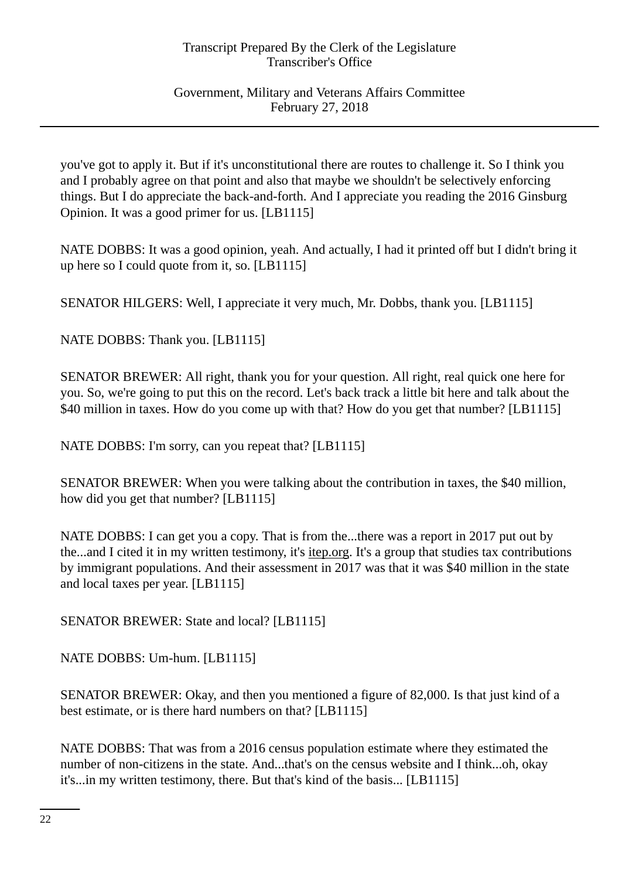you've got to apply it. But if it's unconstitutional there are routes to challenge it. So I think you and I probably agree on that point and also that maybe we shouldn't be selectively enforcing things. But I do appreciate the back-and-forth. And I appreciate you reading the 2016 Ginsburg Opinion. It was a good primer for us. [LB1115]

NATE DOBBS: It was a good opinion, yeah. And actually, I had it printed off but I didn't bring it up here so I could quote from it, so. [LB1115]

SENATOR HILGERS: Well, I appreciate it very much, Mr. Dobbs, thank you. [LB1115]

NATE DOBBS: Thank you. [LB1115]

SENATOR BREWER: All right, thank you for your question. All right, real quick one here for you. So, we're going to put this on the record. Let's back track a little bit here and talk about the $40 million in taxes. How do you come up with that? How do you get that number? [LB1115]

NATE DOBBS: I'm sorry, can you repeat that? [LB1115]

SENATOR BREWER: When you were talking about the contribution in taxes, the $40 million, how did you get that number? [LB1115]

NATE DOBBS: I can get you a copy. That is from the...there was a report in 2017 put out by the...and I cited it in my written testimony, it's itep.org. It's a group that studies tax contributions by immigrant populations. And their assessment in 2017 was that it was $40 million in the state and local taxes per year. [LB1115]

SENATOR BREWER: State and local? [LB1115]

NATE DOBBS: Um-hum. [LB1115]

SENATOR BREWER: Okay, and then you mentioned a figure of 82,000. Is that just kind of a best estimate, or is there hard numbers on that? [LB1115]

NATE DOBBS: That was from a 2016 census population estimate where they estimated the number of non-citizens in the state. And...that's on the census website and I think...oh, okay it's...in my written testimony, there. But that's kind of the basis... [LB1115]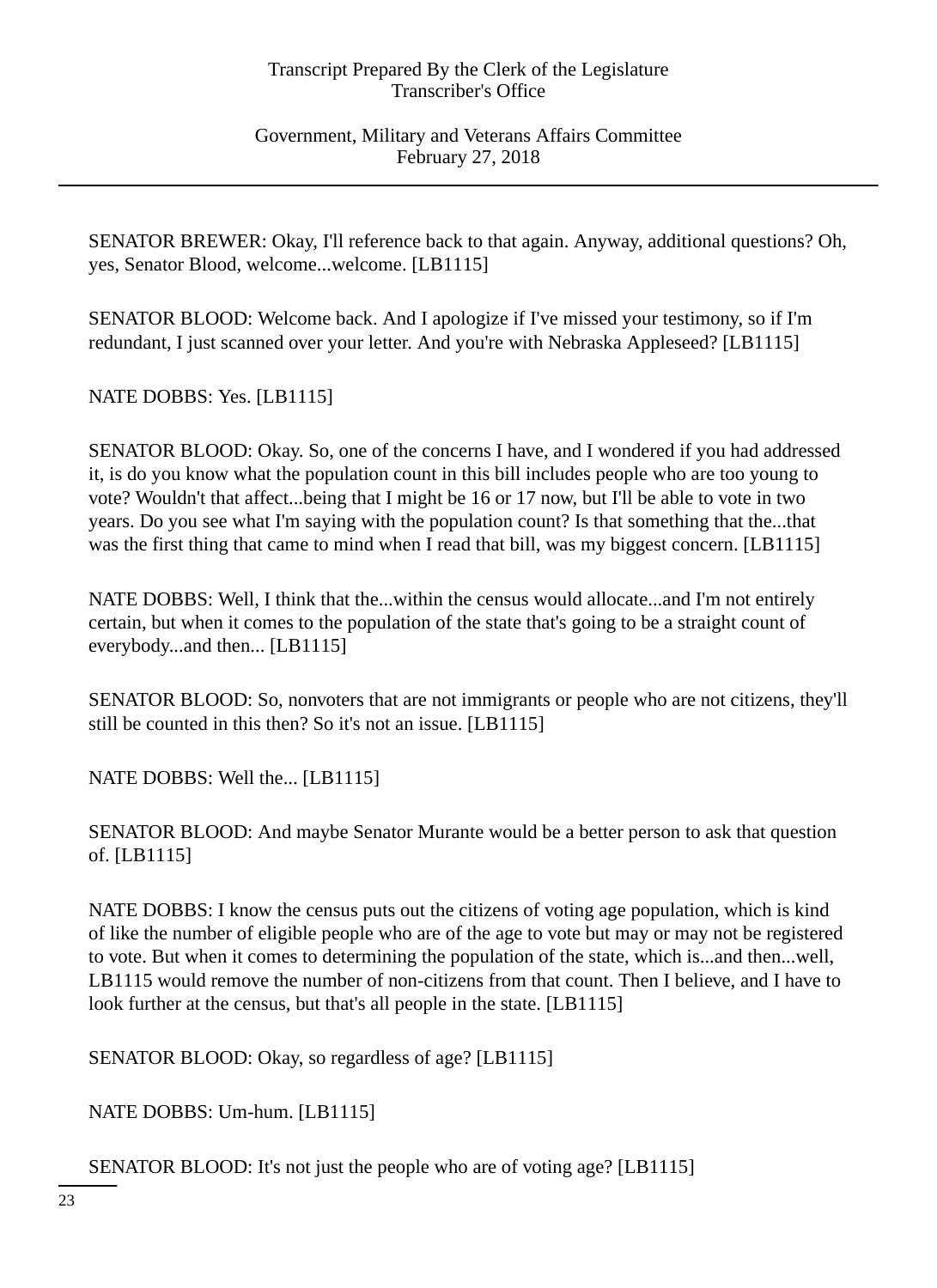SENATOR BREWER: Okay, I'll reference back to that again. Anyway, additional questions? Oh, yes, Senator Blood, welcome...welcome. [LB1115]

SENATOR BLOOD: Welcome back. And I apologize if I've missed your testimony, so if I'm redundant, I just scanned over your letter. And you're with Nebraska Appleseed? [LB1115]

NATE DOBBS: Yes. [LB1115]

SENATOR BLOOD: Okay. So, one of the concerns I have, and I wondered if you had addressed it, is do you know what the population count in this bill includes people who are too young to vote? Wouldn't that affect...being that I might be 16 or 17 now, but I'll be able to vote in two years. Do you see what I'm saying with the population count? Is that something that the...that was the first thing that came to mind when I read that bill, was my biggest concern. [LB1115]

NATE DOBBS: Well, I think that the...within the census would allocate...and I'm not entirely certain, but when it comes to the population of the state that's going to be a straight count of everybody...and then... [LB1115]

SENATOR BLOOD: So, nonvoters that are not immigrants or people who are not citizens, they'll still be counted in this then? So it's not an issue. [LB1115]

NATE DOBBS: Well the... [LB1115]

SENATOR BLOOD: And maybe Senator Murante would be a better person to ask that question of. [LB1115]

NATE DOBBS: I know the census puts out the citizens of voting age population, which is kind of like the number of eligible people who are of the age to vote but may or may not be registered to vote. But when it comes to determining the population of the state, which is...and then...well, LB1115 would remove the number of non-citizens from that count. Then I believe, and I have to look further at the census, but that's all people in the state. [LB1115]

SENATOR BLOOD: Okay, so regardless of age? [LB1115]

NATE DOBBS: Um-hum. [LB1115]

SENATOR BLOOD: It's not just the people who are of voting age? [LB1115]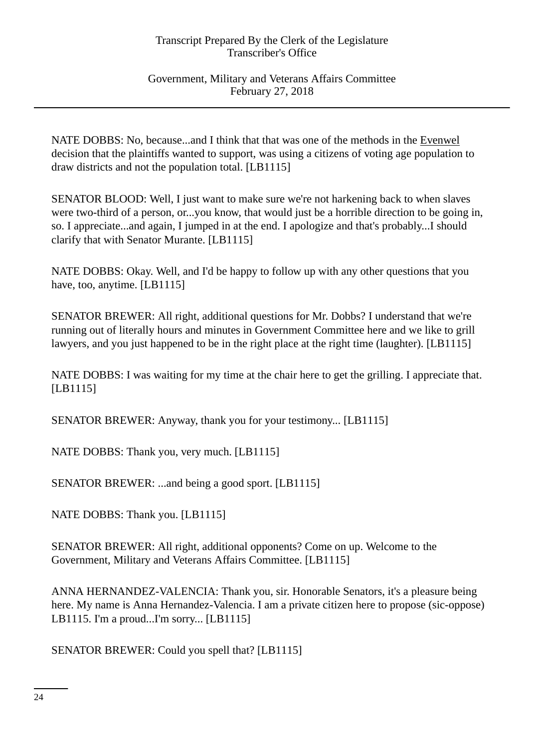NATE DOBBS: No, because...and I think that that was one of the methods in the Evenwel decision that the plaintiffs wanted to support, was using a citizens of voting age population to draw districts and not the population total. [LB1115]

SENATOR BLOOD: Well, I just want to make sure we're not harkening back to when slaves were two-third of a person, or...you know, that would just be a horrible direction to be going in, so. I appreciate...and again, I jumped in at the end. I apologize and that's probably...I should clarify that with Senator Murante. [LB1115]

NATE DOBBS: Okay. Well, and I'd be happy to follow up with any other questions that you have, too, anytime. [LB1115]

SENATOR BREWER: All right, additional questions for Mr. Dobbs? I understand that we're running out of literally hours and minutes in Government Committee here and we like to grill lawyers, and you just happened to be in the right place at the right time (laughter). [LB1115]

NATE DOBBS: I was waiting for my time at the chair here to get the grilling. I appreciate that. [LB1115]

SENATOR BREWER: Anyway, thank you for your testimony... [LB1115]

NATE DOBBS: Thank you, very much. [LB1115]

SENATOR BREWER: ...and being a good sport. [LB1115]

NATE DOBBS: Thank you. [LB1115]

SENATOR BREWER: All right, additional opponents? Come on up. Welcome to the Government, Military and Veterans Affairs Committee. [LB1115]

ANNA HERNANDEZ-VALENCIA: Thank you, sir. Honorable Senators, it's a pleasure being here. My name is Anna Hernandez-Valencia. I am a private citizen here to propose (sic-oppose) LB1115. I'm a proud...I'm sorry... [LB1115]

SENATOR BREWER: Could you spell that? [LB1115]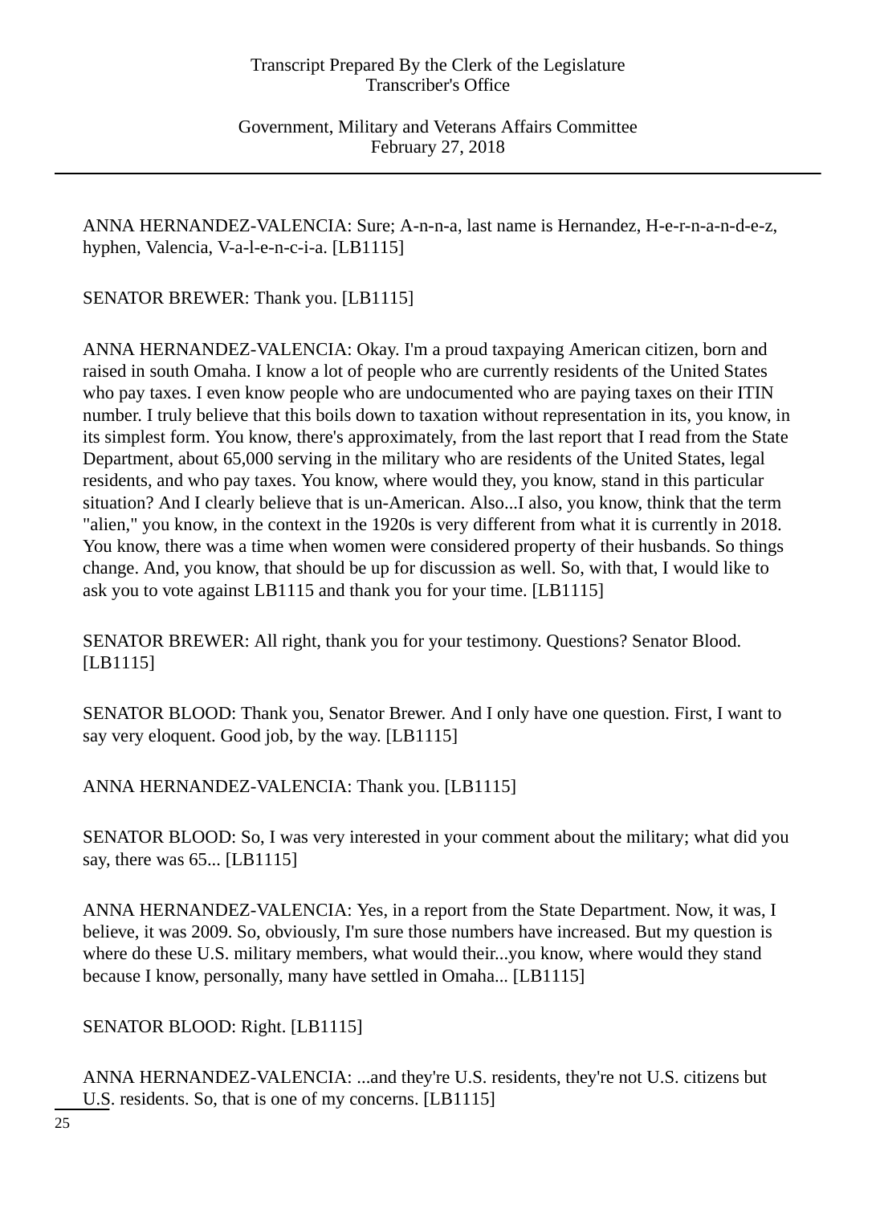ANNA HERNANDEZ-VALENCIA: Sure; A-n-n-a, last name is Hernandez, H-e-r-n-a-n-d-e-z, hyphen, Valencia, V-a-l-e-n-c-i-a. [LB1115]

SENATOR BREWER: Thank you. [LB1115]

ANNA HERNANDEZ-VALENCIA: Okay. I'm a proud taxpaying American citizen, born and raised in south Omaha. I know a lot of people who are currently residents of the United States who pay taxes. I even know people who are undocumented who are paying taxes on their ITIN number. I truly believe that this boils down to taxation without representation in its, you know, in its simplest form. You know, there's approximately, from the last report that I read from the State Department, about 65,000 serving in the military who are residents of the United States, legal residents, and who pay taxes. You know, where would they, you know, stand in this particular situation? And I clearly believe that is un-American. Also...I also, you know, think that the term "alien," you know, in the context in the 1920s is very different from what it is currently in 2018. You know, there was a time when women were considered property of their husbands. So things change. And, you know, that should be up for discussion as well. So, with that, I would like to ask you to vote against LB1115 and thank you for your time. [LB1115]

SENATOR BREWER: All right, thank you for your testimony. Questions? Senator Blood. [LB1115]

SENATOR BLOOD: Thank you, Senator Brewer. And I only have one question. First, I want to say very eloquent. Good job, by the way. [LB1115]

ANNA HERNANDEZ-VALENCIA: Thank you. [LB1115]

SENATOR BLOOD: So, I was very interested in your comment about the military; what did you say, there was 65... [LB1115]

ANNA HERNANDEZ-VALENCIA: Yes, in a report from the State Department. Now, it was, I believe, it was 2009. So, obviously, I'm sure those numbers have increased. But my question is where do these U.S. military members, what would their...you know, where would they stand because I know, personally, many have settled in Omaha... [LB1115]

SENATOR BLOOD: Right. [LB1115]

ANNA HERNANDEZ-VALENCIA: ...and they're U.S. residents, they're not U.S. citizens but U.S. residents. So, that is one of my concerns. [LB1115]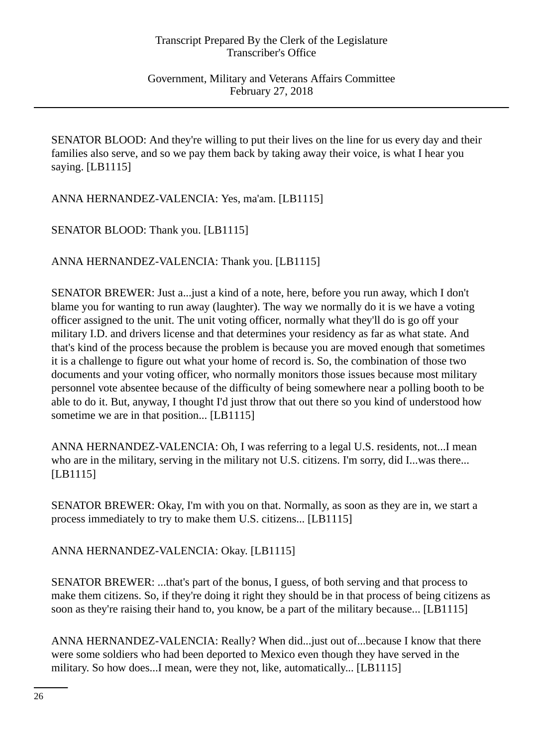SENATOR BLOOD: And they're willing to put their lives on the line for us every day and their families also serve, and so we pay them back by taking away their voice, is what I hear you saying. [LB1115]

ANNA HERNANDEZ-VALENCIA: Yes, ma'am. [LB1115]

SENATOR BLOOD: Thank you. [LB1115]

ANNA HERNANDEZ-VALENCIA: Thank you. [LB1115]

SENATOR BREWER: Just a...just a kind of a note, here, before you run away, which I don't blame you for wanting to run away (laughter). The way we normally do it is we have a voting officer assigned to the unit. The unit voting officer, normally what they'll do is go off your military I.D. and drivers license and that determines your residency as far as what state. And that's kind of the process because the problem is because you are moved enough that sometimes it is a challenge to figure out what your home of record is. So, the combination of those two documents and your voting officer, who normally monitors those issues because most military personnel vote absentee because of the difficulty of being somewhere near a polling booth to be able to do it. But, anyway, I thought I'd just throw that out there so you kind of understood how sometime we are in that position... [LB1115]

ANNA HERNANDEZ-VALENCIA: Oh, I was referring to a legal U.S. residents, not...I mean who are in the military, serving in the military not U.S. citizens. I'm sorry, did I...was there... [LB1115]

SENATOR BREWER: Okay, I'm with you on that. Normally, as soon as they are in, we start a process immediately to try to make them U.S. citizens... [LB1115]

ANNA HERNANDEZ-VALENCIA: Okay. [LB1115]

SENATOR BREWER: ...that's part of the bonus, I guess, of both serving and that process to make them citizens. So, if they're doing it right they should be in that process of being citizens as soon as they're raising their hand to, you know, be a part of the military because... [LB1115]

ANNA HERNANDEZ-VALENCIA: Really? When did...just out of...because I know that there were some soldiers who had been deported to Mexico even though they have served in the military. So how does...I mean, were they not, like, automatically... [LB1115]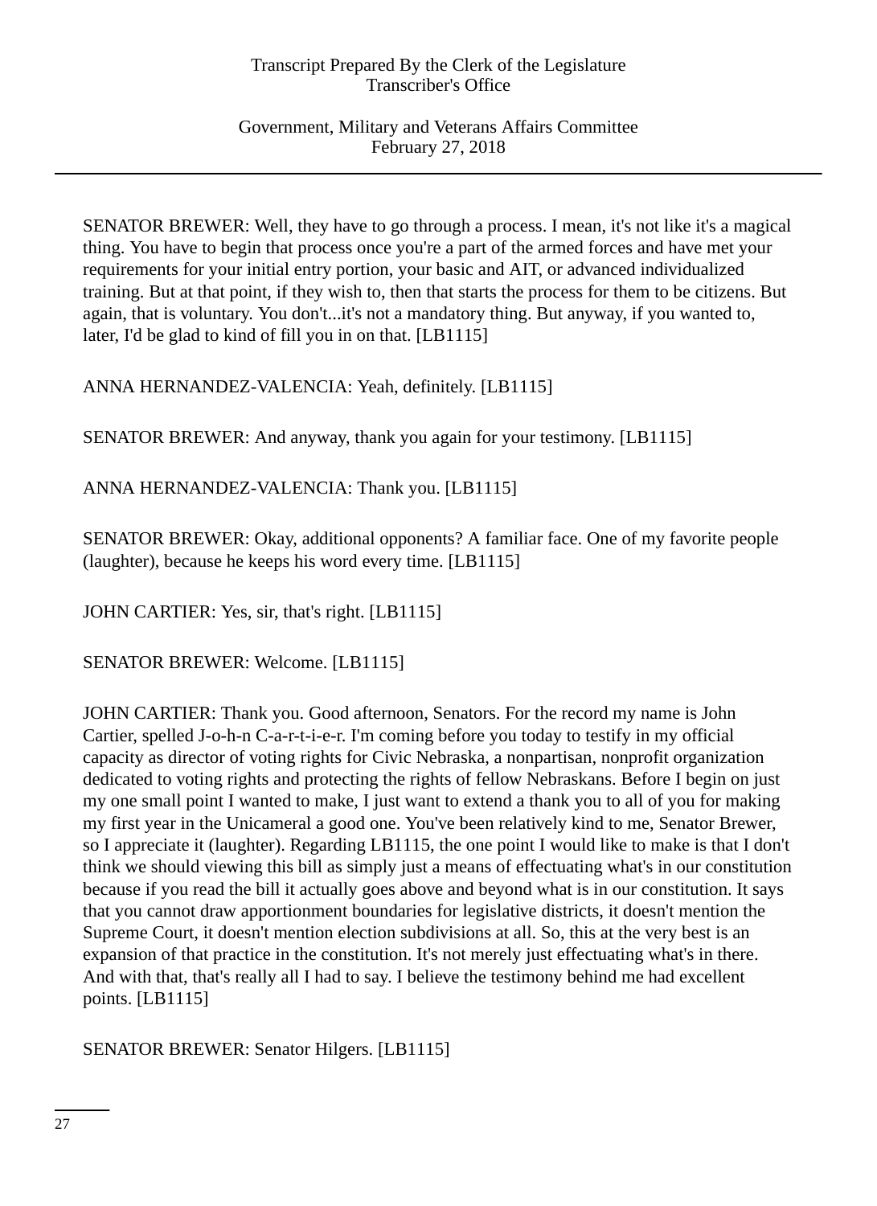SENATOR BREWER: Well, they have to go through a process. I mean, it's not like it's a magical thing. You have to begin that process once you're a part of the armed forces and have met your requirements for your initial entry portion, your basic and AIT, or advanced individualized training. But at that point, if they wish to, then that starts the process for them to be citizens. But again, that is voluntary. You don't...it's not a mandatory thing. But anyway, if you wanted to, later, I'd be glad to kind of fill you in on that. [LB1115]

ANNA HERNANDEZ-VALENCIA: Yeah, definitely. [LB1115]

SENATOR BREWER: And anyway, thank you again for your testimony. [LB1115]

ANNA HERNANDEZ-VALENCIA: Thank you. [LB1115]

SENATOR BREWER: Okay, additional opponents? A familiar face. One of my favorite people (laughter), because he keeps his word every time. [LB1115]

JOHN CARTIER: Yes, sir, that's right. [LB1115]

SENATOR BREWER: Welcome. [LB1115]

JOHN CARTIER: Thank you. Good afternoon, Senators. For the record my name is John Cartier, spelled J-o-h-n C-a-r-t-i-e-r. I'm coming before you today to testify in my official capacity as director of voting rights for Civic Nebraska, a nonpartisan, nonprofit organization dedicated to voting rights and protecting the rights of fellow Nebraskans. Before I begin on just my one small point I wanted to make, I just want to extend a thank you to all of you for making my first year in the Unicameral a good one. You've been relatively kind to me, Senator Brewer, so I appreciate it (laughter). Regarding LB1115, the one point I would like to make is that I don't think we should viewing this bill as simply just a means of effectuating what's in our constitution because if you read the bill it actually goes above and beyond what is in our constitution. It says that you cannot draw apportionment boundaries for legislative districts, it doesn't mention the Supreme Court, it doesn't mention election subdivisions at all. So, this at the very best is an expansion of that practice in the constitution. It's not merely just effectuating what's in there. And with that, that's really all I had to say. I believe the testimony behind me had excellent points. [LB1115]

SENATOR BREWER: Senator Hilgers. [LB1115]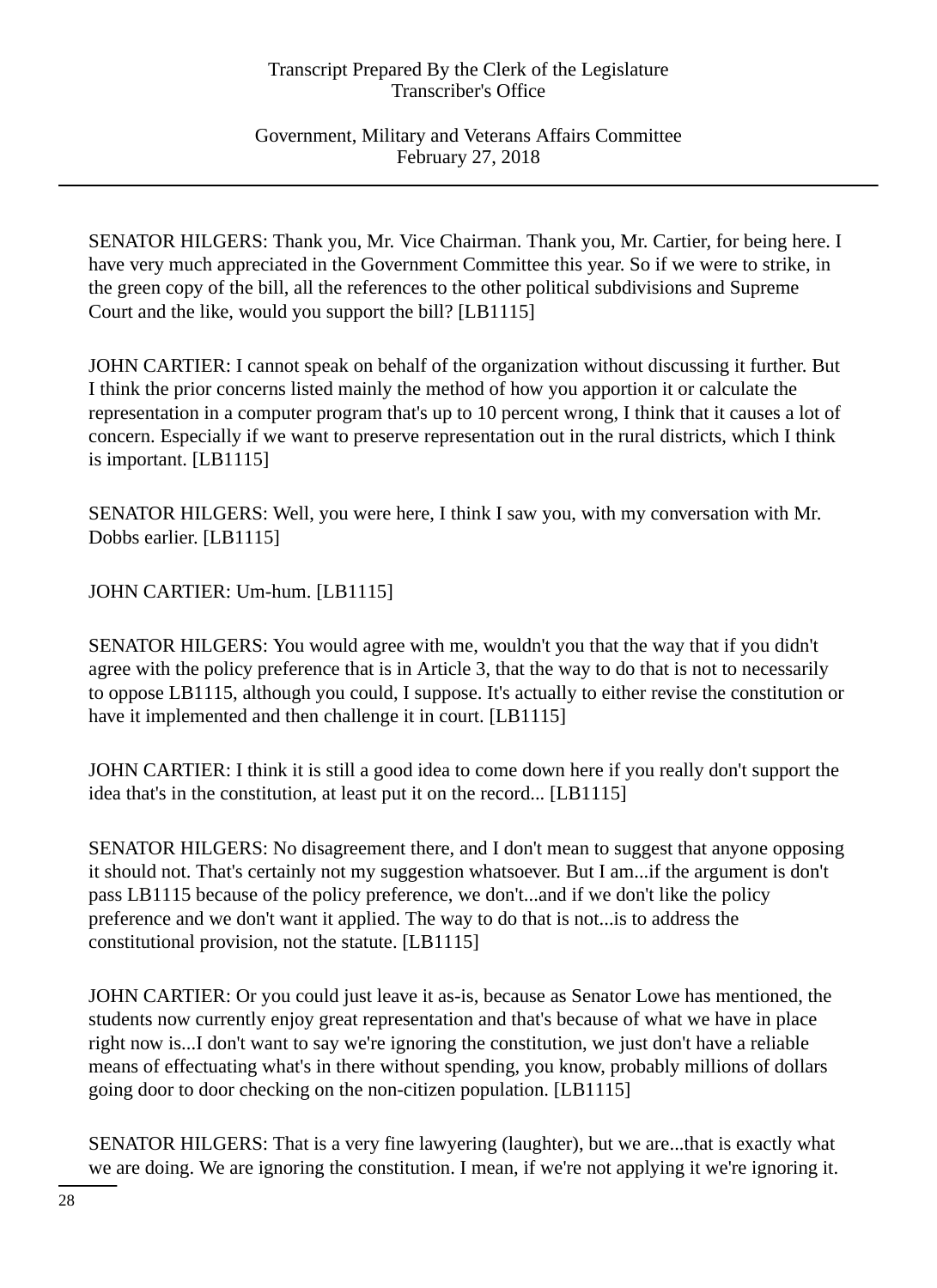SENATOR HILGERS: Thank you, Mr. Vice Chairman. Thank you, Mr. Cartier, for being here. I have very much appreciated in the Government Committee this year. So if we were to strike, in the green copy of the bill, all the references to the other political subdivisions and Supreme Court and the like, would you support the bill? [LB1115]

JOHN CARTIER: I cannot speak on behalf of the organization without discussing it further. But I think the prior concerns listed mainly the method of how you apportion it or calculate the representation in a computer program that's up to 10 percent wrong, I think that it causes a lot of concern. Especially if we want to preserve representation out in the rural districts, which I think is important. [LB1115]

SENATOR HILGERS: Well, you were here, I think I saw you, with my conversation with Mr. Dobbs earlier. [LB1115]

JOHN CARTIER: Um-hum. [LB1115]

SENATOR HILGERS: You would agree with me, wouldn't you that the way that if you didn't agree with the policy preference that is in Article 3, that the way to do that is not to necessarily to oppose LB1115, although you could, I suppose. It's actually to either revise the constitution or have it implemented and then challenge it in court. [LB1115]

JOHN CARTIER: I think it is still a good idea to come down here if you really don't support the idea that's in the constitution, at least put it on the record... [LB1115]

SENATOR HILGERS: No disagreement there, and I don't mean to suggest that anyone opposing it should not. That's certainly not my suggestion whatsoever. But I am...if the argument is don't pass LB1115 because of the policy preference, we don't...and if we don't like the policy preference and we don't want it applied. The way to do that is not...is to address the constitutional provision, not the statute. [LB1115]

JOHN CARTIER: Or you could just leave it as-is, because as Senator Lowe has mentioned, the students now currently enjoy great representation and that's because of what we have in place right now is...I don't want to say we're ignoring the constitution, we just don't have a reliable means of effectuating what's in there without spending, you know, probably millions of dollars going door to door checking on the non-citizen population. [LB1115]

SENATOR HILGERS: That is a very fine lawyering (laughter), but we are...that is exactly what we are doing. We are ignoring the constitution. I mean, if we're not applying it we're ignoring it.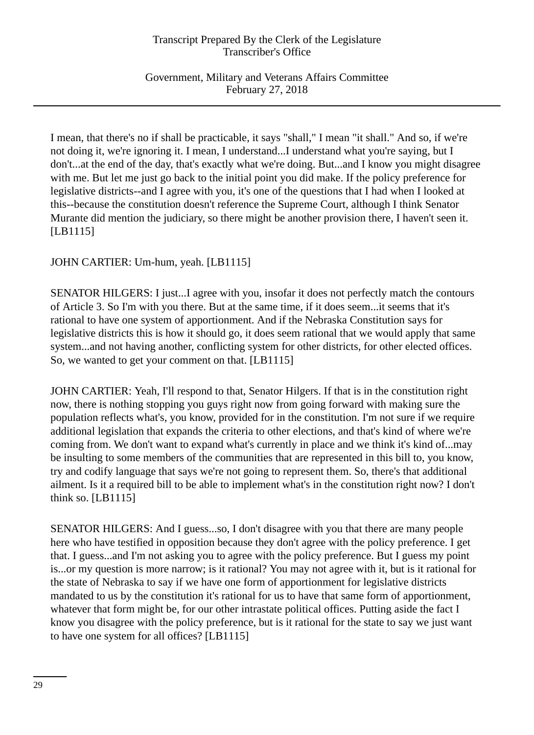I mean, that there's no if shall be practicable, it says "shall," I mean "it shall." And so, if we're not doing it, we're ignoring it. I mean, I understand...I understand what you're saying, but I don't...at the end of the day, that's exactly what we're doing. But...and I know you might disagree with me. But let me just go back to the initial point you did make. If the policy preference for legislative districts--and I agree with you, it's one of the questions that I had when I looked at this--because the constitution doesn't reference the Supreme Court, although I think Senator Murante did mention the judiciary, so there might be another provision there, I haven't seen it. [LB1115]

JOHN CARTIER: Um-hum, yeah. [LB1115]

SENATOR HILGERS: I just...I agree with you, insofar it does not perfectly match the contours of Article 3. So I'm with you there. But at the same time, if it does seem...it seems that it's rational to have one system of apportionment. And if the Nebraska Constitution says for legislative districts this is how it should go, it does seem rational that we would apply that same system...and not having another, conflicting system for other districts, for other elected offices. So, we wanted to get your comment on that. [LB1115]

JOHN CARTIER: Yeah, I'll respond to that, Senator Hilgers. If that is in the constitution right now, there is nothing stopping you guys right now from going forward with making sure the population reflects what's, you know, provided for in the constitution. I'm not sure if we require additional legislation that expands the criteria to other elections, and that's kind of where we're coming from. We don't want to expand what's currently in place and we think it's kind of...may be insulting to some members of the communities that are represented in this bill to, you know, try and codify language that says we're not going to represent them. So, there's that additional ailment. Is it a required bill to be able to implement what's in the constitution right now? I don't think so. [LB1115]

SENATOR HILGERS: And I guess...so, I don't disagree with you that there are many people here who have testified in opposition because they don't agree with the policy preference. I get that. I guess...and I'm not asking you to agree with the policy preference. But I guess my point is...or my question is more narrow; is it rational? You may not agree with it, but is it rational for the state of Nebraska to say if we have one form of apportionment for legislative districts mandated to us by the constitution it's rational for us to have that same form of apportionment, whatever that form might be, for our other intrastate political offices. Putting aside the fact I know you disagree with the policy preference, but is it rational for the state to say we just want to have one system for all offices? [LB1115]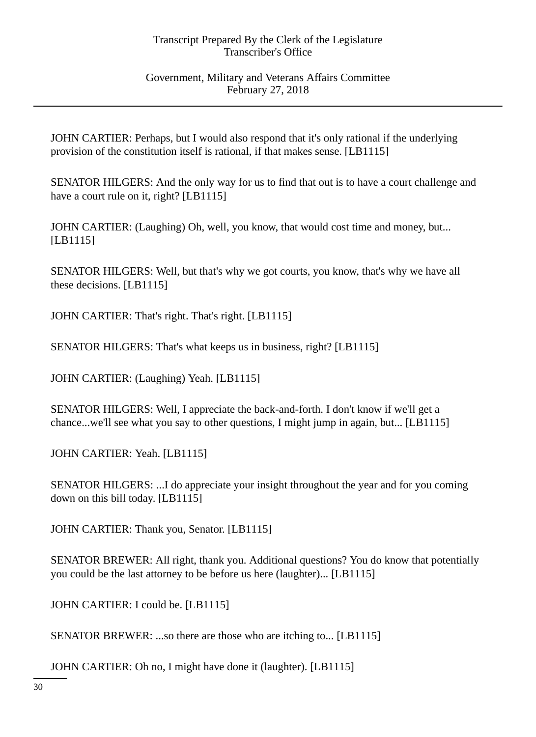JOHN CARTIER: Perhaps, but I would also respond that it's only rational if the underlying provision of the constitution itself is rational, if that makes sense. [LB1115]

SENATOR HILGERS: And the only way for us to find that out is to have a court challenge and have a court rule on it, right? [LB1115]

JOHN CARTIER: (Laughing) Oh, well, you know, that would cost time and money, but... [LB1115]

SENATOR HILGERS: Well, but that's why we got courts, you know, that's why we have all these decisions. [LB1115]

JOHN CARTIER: That's right. That's right. [LB1115]

SENATOR HILGERS: That's what keeps us in business, right? [LB1115]

JOHN CARTIER: (Laughing) Yeah. [LB1115]

SENATOR HILGERS: Well, I appreciate the back-and-forth. I don't know if we'll get a chance...we'll see what you say to other questions, I might jump in again, but... [LB1115]

JOHN CARTIER: Yeah. [LB1115]

SENATOR HILGERS: ...I do appreciate your insight throughout the year and for you coming down on this bill today. [LB1115]

JOHN CARTIER: Thank you, Senator. [LB1115]

SENATOR BREWER: All right, thank you. Additional questions? You do know that potentially you could be the last attorney to be before us here (laughter)... [LB1115]

JOHN CARTIER: I could be. [LB1115]

SENATOR BREWER: ...so there are those who are itching to... [LB1115]

JOHN CARTIER: Oh no, I might have done it (laughter). [LB1115]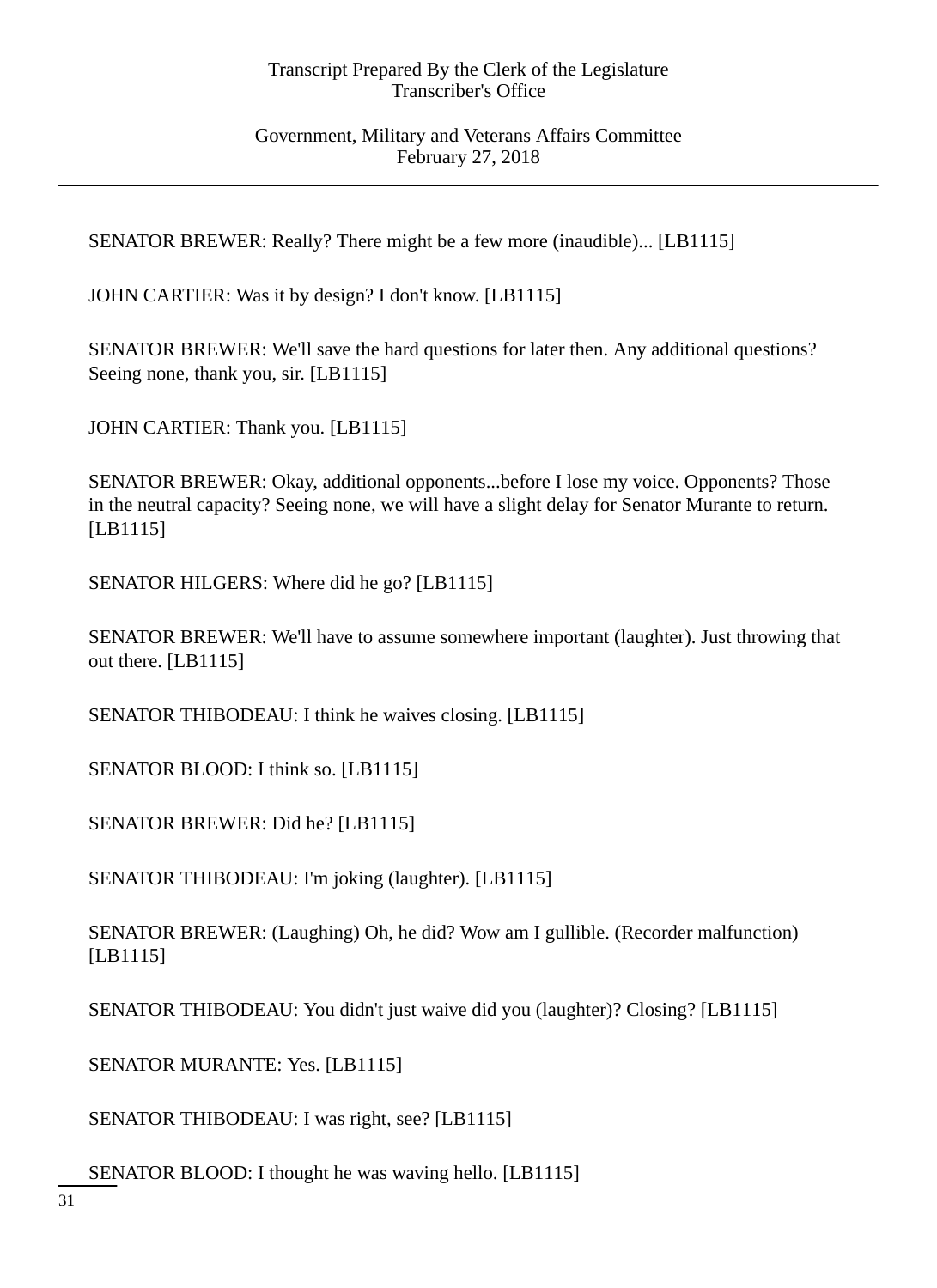SENATOR BREWER: Really? There might be a few more (inaudible)... [LB1115]

JOHN CARTIER: Was it by design? I don't know. [LB1115]

SENATOR BREWER: We'll save the hard questions for later then. Any additional questions? Seeing none, thank you, sir. [LB1115]

JOHN CARTIER: Thank you. [LB1115]

SENATOR BREWER: Okay, additional opponents...before I lose my voice. Opponents? Those in the neutral capacity? Seeing none, we will have a slight delay for Senator Murante to return. [LB1115]

SENATOR HILGERS: Where did he go? [LB1115]

SENATOR BREWER: We'll have to assume somewhere important (laughter). Just throwing that out there. [LB1115]

SENATOR THIBODEAU: I think he waives closing. [LB1115]

SENATOR BLOOD: I think so. [LB1115]

SENATOR BREWER: Did he? [LB1115]

SENATOR THIBODEAU: I'm joking (laughter). [LB1115]

SENATOR BREWER: (Laughing) Oh, he did? Wow am I gullible. (Recorder malfunction) [LB1115]

SENATOR THIBODEAU: You didn't just waive did you (laughter)? Closing? [LB1115]

SENATOR MURANTE: Yes. [LB1115]

SENATOR THIBODEAU: I was right, see? [LB1115]

SENATOR BLOOD: I thought he was waving hello. [LB1115]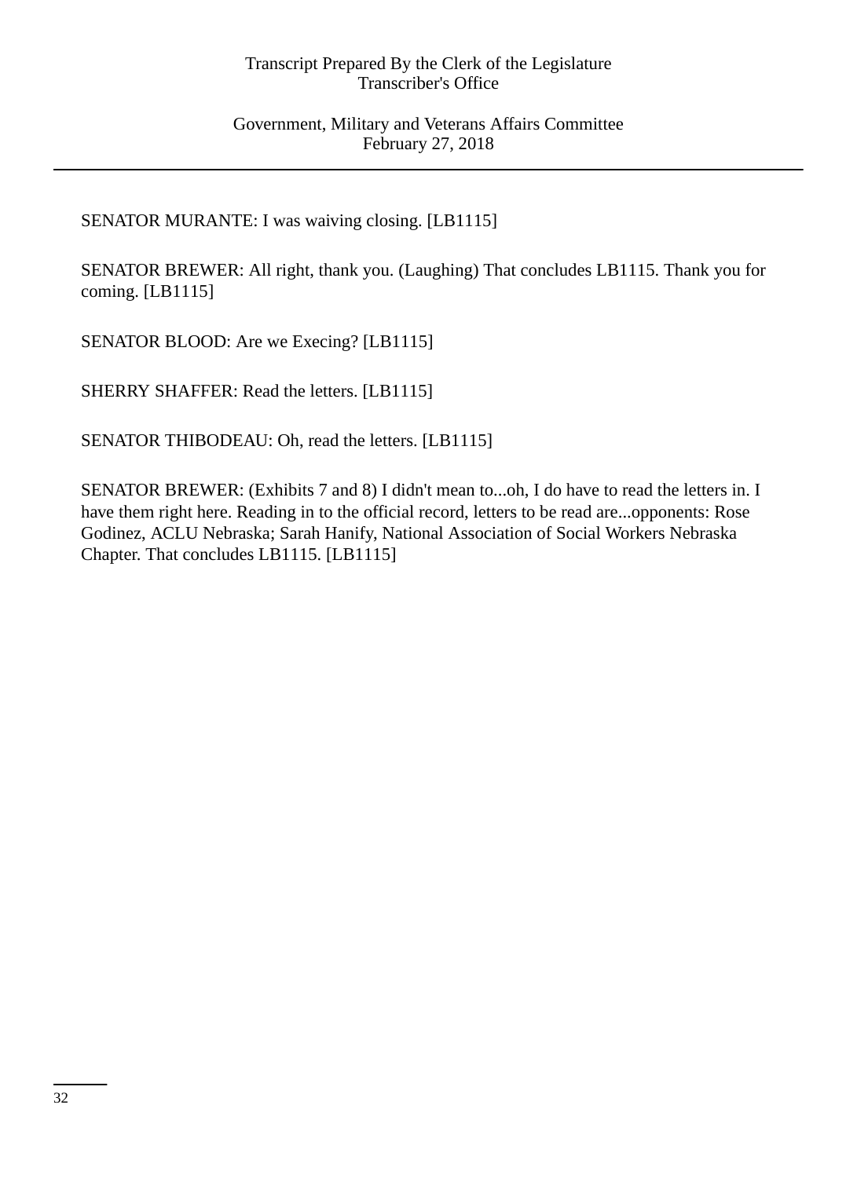SENATOR MURANTE: I was waiving closing. [LB1115]

SENATOR BREWER: All right, thank you. (Laughing) That concludes LB1115. Thank you for coming. [LB1115]

SENATOR BLOOD: Are we Execing? [LB1115]

SHERRY SHAFFER: Read the letters. [LB1115]

SENATOR THIBODEAU: Oh, read the letters. [LB1115]

SENATOR BREWER: (Exhibits 7 and 8) I didn't mean to...oh, I do have to read the letters in. I have them right here. Reading in to the official record, letters to be read are...opponents: Rose Godinez, ACLU Nebraska; Sarah Hanify, National Association of Social Workers Nebraska Chapter. That concludes LB1115. [LB1115]